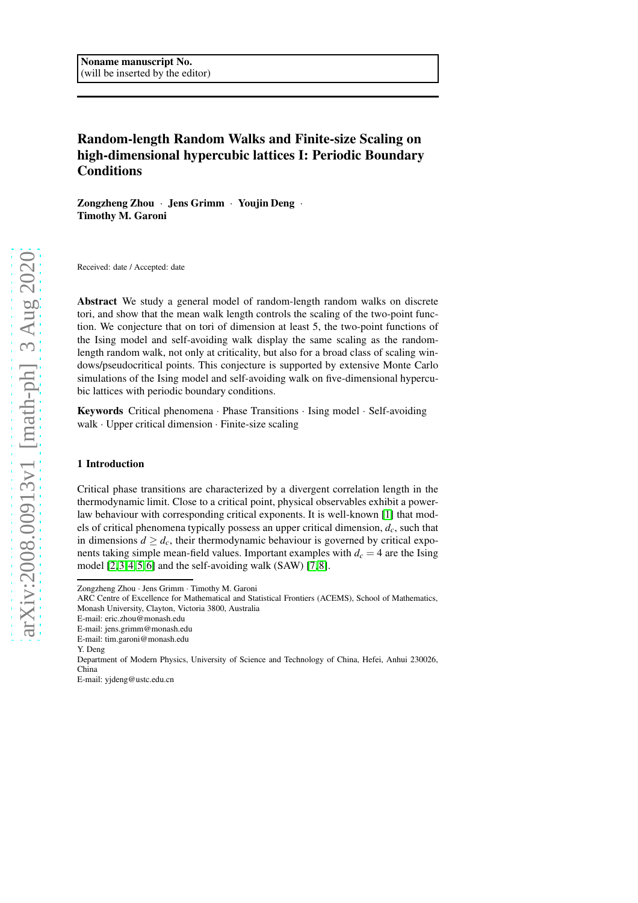Noname manuscript No.
(will be inserted by the editor)

# Random-length Random Walks and Finite-size Scaling on high-dimensional hypercubic lattices I: Periodic Boundary Conditions

**Zongzheng Zhou · Jens Grimm · Youjin Deng · Timothy M. Garoni**

Received: date / Accepted: date

**Abstract** We study a general model of random-length random walks on discrete tori, and show that the mean walk length controls the scaling of the two-point function. We conjecture that on tori of dimension at least 5, the two-point functions of the Ising model and self-avoiding walk display the same scaling as the random-length random walk, not only at criticality, but also for a broad class of scaling windows/pseudocritical points. This conjecture is supported by extensive Monte Carlo simulations of the Ising model and self-avoiding walk on five-dimensional hypercubic lattices with periodic boundary conditions.

**Keywords** Critical phenomena · Phase Transitions · Ising model · Self-avoiding walk · Upper critical dimension · Finite-size scaling

## 1 Introduction

Critical phase transitions are characterized by a divergent correlation length in the thermodynamic limit. Close to a critical point, physical observables exhibit a power-law behaviour with corresponding critical exponents. It is well-known [1] that models of critical phenomena typically possess an upper critical dimension, $d_c$, such that in dimensions $d \geq d_c$, their thermodynamic behaviour is governed by critical exponents taking simple mean-field values. Important examples with $d_c = 4$ are the Ising model [2,3,4,5,6] and the self-avoiding walk (SAW) [7,8].

---

Zongzheng Zhou · Jens Grimm · Timothy M. Garoni
ARC Centre of Excellence for Mathematical and Statistical Frontiers (ACEMS), School of Mathematics, Monash University, Clayton, Victoria 3800, Australia
E-mail: eric.zhou@monash.edu
E-mail: jens.grimm@monash.edu
E-mail: tim.garoni@monash.edu

Y. Deng
Department of Modern Physics, University of Science and Technology of China, Hefei, Anhui 230026, China
E-mail: yjdeng@ustc.edu.cn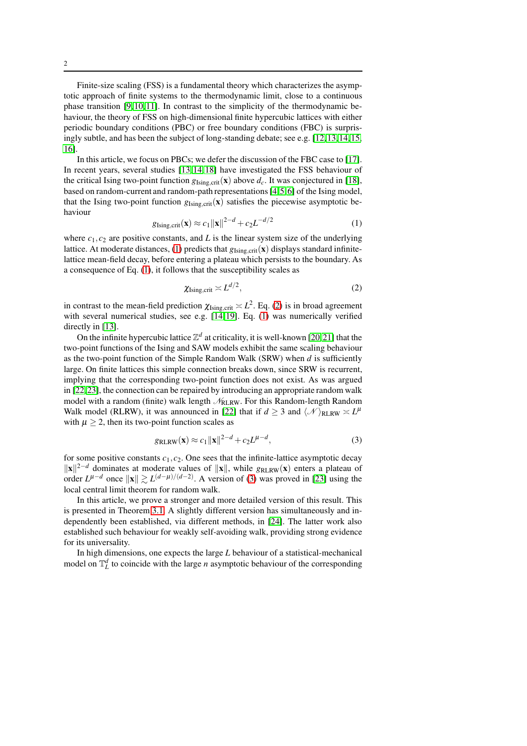Finite-size scaling (FSS) is a fundamental theory which characterizes the asymptotic approach of finite systems to the thermodynamic limit, close to a continuous phase transition [9,10,11]. In contrast to the simplicity of the thermodynamic behaviour, the theory of FSS on high-dimensional finite hypercubic lattices with either periodic boundary conditions (PBC) or free boundary conditions (FBC) is surprisingly subtle, and has been the subject of long-standing debate; see e.g. [12,13,14,15,16].

In this article, we focus on PBCs; we defer the discussion of the FBC case to [17]. In recent years, several studies [13,14,18] have investigated the FSS behaviour of the critical Ising two-point function $g_{\mathrm{Ising,crit}}(\mathbf{x})$ above $d_c$. It was conjectured in [18], based on random-current and random-path representations [4,5,6] of the Ising model, that the Ising two-point function $g_{\mathrm{Ising,crit}}(\mathbf{x})$ satisfies the piecewise asymptotic behaviour

$$g_{\mathrm{Ising,crit}}(\mathbf{x}) \approx c_1 \|\mathbf{x}\|^{2-d} + c_2 L^{-d/2} \tag{1}$$

where $c_1, c_2$ are positive constants, and $L$ is the linear system size of the underlying lattice. At moderate distances, (1) predicts that $g_{\mathrm{Ising,crit}}(\mathbf{x})$ displays standard infinite-lattice mean-field decay, before entering a plateau which persists to the boundary. As a consequence of Eq. (1), it follows that the susceptibility scales as

$$\chi_{\mathrm{Ising,crit}} \asymp L^{d/2}, \tag{2}$$

in contrast to the mean-field prediction $\chi_{\mathrm{Ising,crit}} \asymp L^2$. Eq. (2) is in broad agreement with several numerical studies, see e.g. [14,19]. Eq. (1) was numerically verified directly in [13].

On the infinite hypercubic lattice $\mathbb{Z}^d$ at criticality, it is well-known [20,21] that the two-point functions of the Ising and SAW models exhibit the same scaling behaviour as the two-point function of the Simple Random Walk (SRW) when $d$ is sufficiently large. On finite lattices this simple connection breaks down, since SRW is recurrent, implying that the corresponding two-point function does not exist. As was argued in [22,23], the connection can be repaired by introducing an appropriate random walk model with a random (finite) walk length $\mathcal{N}_{\mathrm{RLRW}}$. For this Random-length Random Walk model (RLRW), it was announced in [22] that if $d \geq 3$ and $\langle \mathcal{N} \rangle_{\mathrm{RLRW}} \asymp L^{\mu}$ with $\mu \geq 2$, then its two-point function scales as

$$g_{\mathrm{RLRW}}(\mathbf{x}) \approx c_1 \|\mathbf{x}\|^{2-d} + c_2 L^{\mu-d}, \tag{3}$$

for some positive constants $c_1, c_2$. One sees that the infinite-lattice asymptotic decay $\|\mathbf{x}\|^{2-d}$ dominates at moderate values of $\|\mathbf{x}\|$, while $g_{\mathrm{RLRW}}(\mathbf{x})$ enters a plateau of order $L^{\mu-d}$ once $\|\mathbf{x}\| \gtrsim L^{(d-\mu)/(d-2)}$. A version of (3) was proved in [23] using the local central limit theorem for random walk.

In this article, we prove a stronger and more detailed version of this result. This is presented in Theorem 3.1. A slightly different version has simultaneously and independently been established, via different methods, in [24]. The latter work also established such behaviour for weakly self-avoiding walk, providing strong evidence for its universality.

In high dimensions, one expects the large $L$ behaviour of a statistical-mechanical model on $\mathbb{T}_L^d$ to coincide with the large $n$ asymptotic behaviour of the corresponding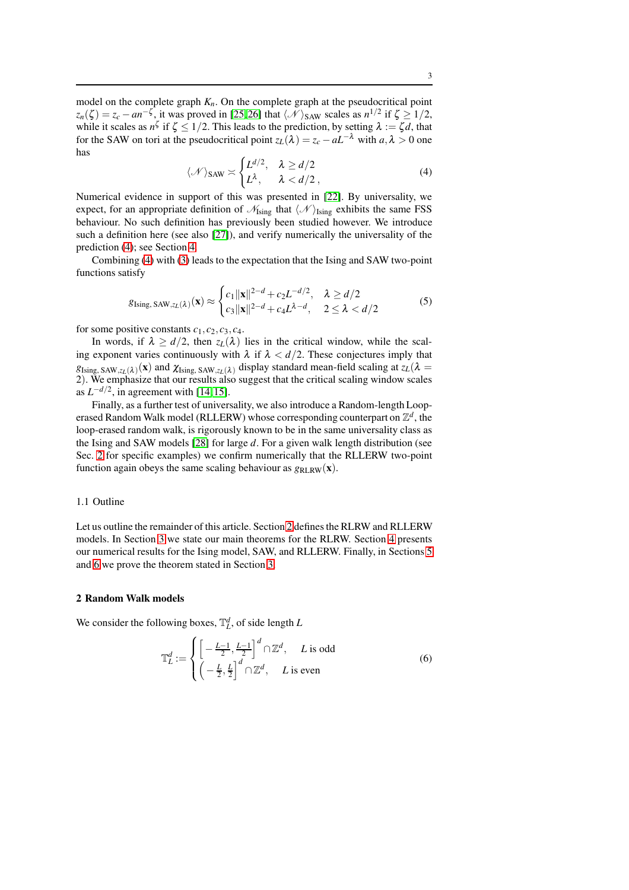model on the complete graph $K_n$. On the complete graph at the pseudocritical point $z_n(\zeta) = z_c - an^{-\zeta}$, it was proved in [25,26] that $\langle \mathscr{N} \rangle_{\text{SAW}}$ scales as $n^{1/2}$ if $\zeta \geq 1/2$, while it scales as $n^{\zeta}$ if $\zeta \leq 1/2$. This leads to the prediction, by setting $\lambda := \zeta d$, that for the SAW on tori at the pseudocritical point $z_L(\lambda) = z_c - aL^{-\lambda}$ with $a, \lambda > 0$ one has

$$\langle \mathscr{N} \rangle_{\text{SAW}} \asymp \begin{cases} L^{d/2}, & \lambda \geq d/2 \\ L^{\lambda}, & \lambda < d/2 \, , \end{cases} \tag{4}$$

Numerical evidence in support of this was presented in [22]. By universality, we expect, for an appropriate definition of $\mathscr{N}_{\text{Ising}}$ that $\langle \mathscr{N} \rangle_{\text{Ising}}$ exhibits the same FSS behaviour. No such definition has previously been studied however. We introduce such a definition here (see also [27]), and verify numerically the universality of the prediction (4); see Section 4.

Combining (4) with (3) leads to the expectation that the Ising and SAW two-point functions satisfy

$$g_{\text{Ising, SAW}, z_L(\lambda)}(\mathbf{x}) \approx \begin{cases} c_1 \|\mathbf{x}\|^{2-d} + c_2 L^{-d/2}, & \lambda \geq d/2 \\ c_3 \|\mathbf{x}\|^{2-d} + c_4 L^{\lambda - d}, & 2 \leq \lambda < d/2 \end{cases} \tag{5}$$

for some positive constants $c_1, c_2, c_3, c_4$.

In words, if $\lambda \geq d/2$, then $z_L(\lambda)$ lies in the critical window, while the scaling exponent varies continuously with $\lambda$ if $\lambda < d/2$. These conjectures imply that $g_{\text{Ising, SAW}, z_L(\lambda)}(\mathbf{x})$ and $\chi_{\text{Ising, SAW}, z_L(\lambda)}$ display standard mean-field scaling at $z_L(\lambda = 2)$. We emphasize that our results also suggest that the critical scaling window scales as $L^{-d/2}$, in agreement with [14,15].

Finally, as a further test of universality, we also introduce a Random-length Loop-erased Random Walk model (RLLERW) whose corresponding counterpart on $\mathbb{Z}^d$, the loop-erased random walk, is rigorously known to be in the same universality class as the Ising and SAW models [28] for large $d$. For a given walk length distribution (see Sec. 2 for specific examples) we confirm numerically that the RLLERW two-point function again obeys the same scaling behaviour as $g_{\text{RLRW}}(\mathbf{x})$.

### 1.1 Outline

Let us outline the remainder of this article. Section 2 defines the RLRW and RLLERW models. In Section 3 we state our main theorems for the RLRW. Section 4 presents our numerical results for the Ising model, SAW, and RLLERW. Finally, in Sections 5 and 6 we prove the theorem stated in Section 3.

## 2 Random Walk models

We consider the following boxes, $\mathbb{T}_L^d$, of side length $L$

$$\mathbb{T}_L^d := \begin{cases} \left[ -\frac{L-1}{2}, \frac{L-1}{2} \right]^d \cap \mathbb{Z}^d, & L \text{ is odd} \\ \left( -\frac{L}{2}, \frac{L}{2} \right]^d \cap \mathbb{Z}^d, & L \text{ is even} \end{cases} \tag{6}$$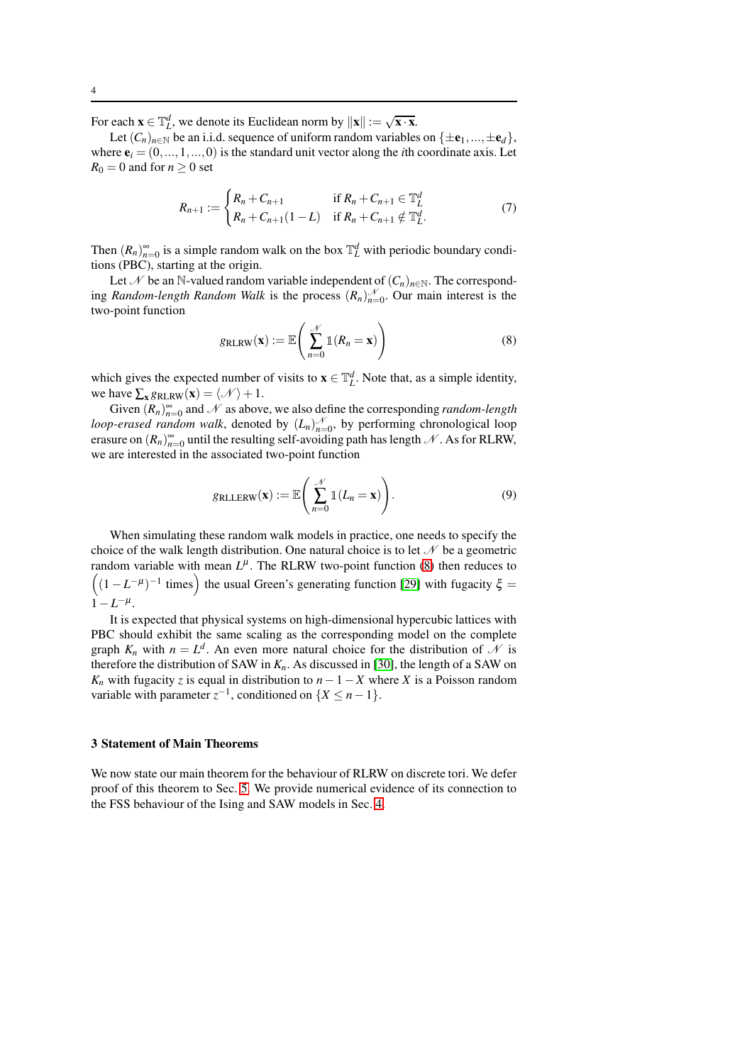For each $\mathbf{x} \in \mathbb{T}_L^d$, we denote its Euclidean norm by $\|\mathbf{x}\| := \sqrt{\mathbf{x} \cdot \mathbf{x}}$.

Let $(C_n)_{n\in\mathbb{N}}$ be an i.i.d. sequence of uniform random variables on $\{\pm\mathbf{e}_1, \ldots, \pm\mathbf{e}_d\}$, where $\mathbf{e}_i = (0, \ldots, 1, \ldots, 0)$ is the standard unit vector along the $i$th coordinate axis. Let $R_0 = 0$ and for $n \geq 0$ set

$$R_{n+1} := \begin{cases} R_n + C_{n+1} & \text{if } R_n + C_{n+1} \in \mathbb{T}_L^d \\ R_n + C_{n+1}(1-L) & \text{if } R_n + C_{n+1} \notin \mathbb{T}_L^d. \end{cases} \tag{7}$$

Then $(R_n)_{n=0}^{\infty}$ is a simple random walk on the box $\mathbb{T}_L^d$ with periodic boundary conditions (PBC), starting at the origin.

Let $\mathscr{N}$ be an $\mathbb{N}$-valued random variable independent of $(C_n)_{n\in\mathbb{N}}$. The corresponding *Random-length Random Walk* is the process $(R_n)_{n=0}^{\mathscr{N}}$. Our main interest is the two-point function

$$g_{\mathrm{RLRW}}(\mathbf{x}) := \mathbb{E}\left(\sum_{n=0}^{\mathscr{N}} \mathbb{1}(R_n = \mathbf{x})\right) \tag{8}$$

which gives the expected number of visits to $\mathbf{x} \in \mathbb{T}_L^d$. Note that, as a simple identity, we have $\sum_{\mathbf{x}} g_{\mathrm{RLRW}}(\mathbf{x}) = \langle \mathscr{N} \rangle + 1$.

Given $(R_n)_{n=0}^{\infty}$ and $\mathscr{N}$ as above, we also define the corresponding *random-length loop-erased random walk*, denoted by $(L_n)_{n=0}^{\mathscr{N}}$, by performing chronological loop erasure on $(R_n)_{n=0}^{\infty}$ until the resulting self-avoiding path has length $\mathscr{N}$. As for RLRW, we are interested in the associated two-point function

$$g_{\mathrm{RLLERW}}(\mathbf{x}) := \mathbb{E}\left(\sum_{n=0}^{\mathscr{N}} \mathbb{1}(L_n = \mathbf{x})\right). \tag{9}$$

When simulating these random walk models in practice, one needs to specify the choice of the walk length distribution. One natural choice is to let $\mathscr{N}$ be a geometric random variable with mean $L^{\mu}$. The RLRW two-point function (8) then reduces to $\left((1-L^{-\mu})^{-1} \text{ times}\right)$ the usual Green's generating function [29] with fugacity $\xi = 1 - L^{-\mu}$.

It is expected that physical systems on high-dimensional hypercubic lattices with PBC should exhibit the same scaling as the corresponding model on the complete graph $K_n$ with $n = L^d$. An even more natural choice for the distribution of $\mathscr{N}$ is therefore the distribution of SAW in $K_n$. As discussed in [30], the length of a SAW on $K_n$ with fugacity $z$ is equal in distribution to $n - 1 - X$ where $X$ is a Poisson random variable with parameter $z^{-1}$, conditioned on $\{X \leq n-1\}$.

## 3 Statement of Main Theorems

We now state our main theorem for the behaviour of RLRW on discrete tori. We defer proof of this theorem to Sec. 5. We provide numerical evidence of its connection to the FSS behaviour of the Ising and SAW models in Sec. 4.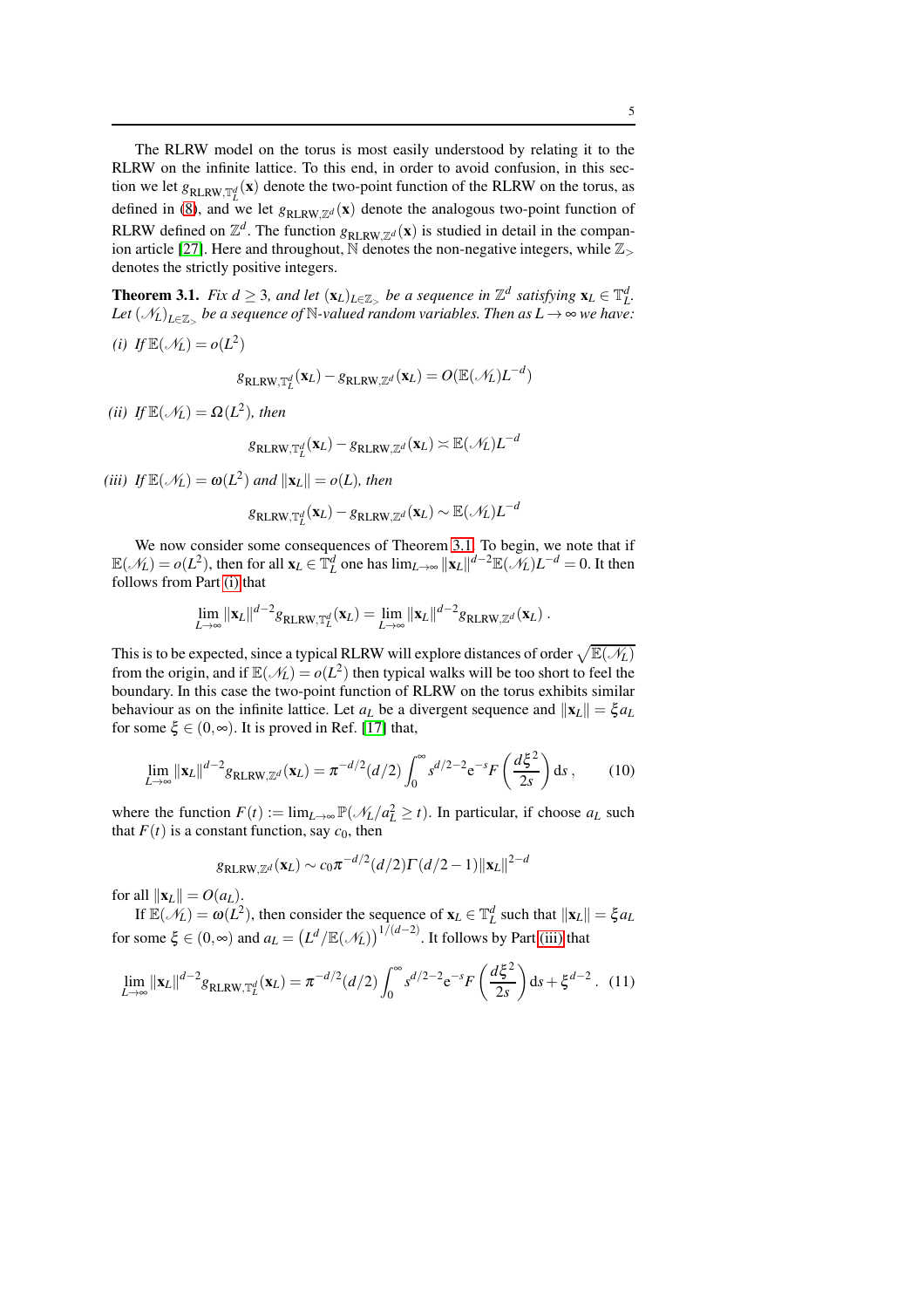The RLRW model on the torus is most easily understood by relating it to the RLRW on the infinite lattice. To this end, in order to avoid confusion, in this section we let $g_{\mathrm{RLRW},\mathbb{T}_L^d}(\mathbf{x})$ denote the two-point function of the RLRW on the torus, as defined in (8), and we let $g_{\mathrm{RLRW},\mathbb{Z}^d}(\mathbf{x})$ denote the analogous two-point function of RLRW defined on $\mathbb{Z}^d$. The function $g_{\mathrm{RLRW},\mathbb{Z}^d}(\mathbf{x})$ is studied in detail in the companion article [27]. Here and throughout, $\mathbb{N}$ denotes the non-negative integers, while $\mathbb{Z}_>$ denotes the strictly positive integers.

**Theorem 3.1.** *Fix $d \geq 3$, and let $(\mathbf{x}_L)_{L\in\mathbb{Z}_>}$ be a sequence in $\mathbb{Z}^d$ satisfying $\mathbf{x}_L \in \mathbb{T}_L^d$. Let $(\mathscr{N}_L)_{L\in\mathbb{Z}_>}$ be a sequence of $\mathbb{N}$-valued random variables. Then as $L \to \infty$ we have:*

*(i) If $\mathbb{E}(\mathscr{N}_L) = o(L^2)$*

$$g_{\mathrm{RLRW},\mathbb{T}_L^d}(\mathbf{x}_L) - g_{\mathrm{RLRW},\mathbb{Z}^d}(\mathbf{x}_L) = O(\mathbb{E}(\mathscr{N}_L)L^{-d})$$

*(ii) If $\mathbb{E}(\mathscr{N}_L) = \Omega(L^2)$, then*

$$g_{\mathrm{RLRW},\mathbb{T}_L^d}(\mathbf{x}_L) - g_{\mathrm{RLRW},\mathbb{Z}^d}(\mathbf{x}_L) \asymp \mathbb{E}(\mathscr{N}_L)L^{-d}$$

*(iii) If $\mathbb{E}(\mathscr{N}_L) = \omega(L^2)$ and $\|\mathbf{x}_L\| = o(L)$, then*

$$g_{\mathrm{RLRW},\mathbb{T}_L^d}(\mathbf{x}_L) - g_{\mathrm{RLRW},\mathbb{Z}^d}(\mathbf{x}_L) \sim \mathbb{E}(\mathscr{N}_L)L^{-d}$$

We now consider some consequences of Theorem 3.1. To begin, we note that if $\mathbb{E}(\mathscr{N}_L) = o(L^2)$, then for all $\mathbf{x}_L \in \mathbb{T}_L^d$ one has $\lim_{L\to\infty} \|\mathbf{x}_L\|^{d-2}\mathbb{E}(\mathscr{N}_L)L^{-d} = 0$. It then follows from Part (i) that

$$\lim_{L\to\infty} \|\mathbf{x}_L\|^{d-2} g_{\mathrm{RLRW},\mathbb{T}_L^d}(\mathbf{x}_L) = \lim_{L\to\infty} \|\mathbf{x}_L\|^{d-2} g_{\mathrm{RLRW},\mathbb{Z}^d}(\mathbf{x}_L) \, .$$

This is to be expected, since a typical RLRW will explore distances of order $\sqrt{\mathbb{E}(\mathscr{N}_L)}$ from the origin, and if $\mathbb{E}(\mathscr{N}_L) = o(L^2)$ then typical walks will be too short to feel the boundary. In this case the two-point function of RLRW on the torus exhibits similar behaviour as on the infinite lattice. Let $a_L$ be a divergent sequence and $\|\mathbf{x}_L\| = \xi a_L$ for some $\xi \in (0,\infty)$. It is proved in Ref. [17] that,

$$\lim_{L\to\infty} \|\mathbf{x}_L\|^{d-2} g_{\mathrm{RLRW},\mathbb{Z}^d}(\mathbf{x}_L) = \pi^{-d/2}(d/2)\int_0^\infty s^{d/2-2}\mathrm{e}^{-s}F\left(\frac{d\xi^2}{2s}\right)\mathrm{d}s \, , \tag{10}$$

where the function $F(t) := \lim_{L\to\infty}\mathbb{P}(\mathscr{N}_L/a_L^2 \geq t)$. In particular, if choose $a_L$ such that $F(t)$ is a constant function, say $c_0$, then

$$g_{\mathrm{RLRW},\mathbb{Z}^d}(\mathbf{x}_L) \sim c_0\pi^{-d/2}(d/2)\Gamma(d/2-1)\|\mathbf{x}_L\|^{2-d}$$

for all $\|\mathbf{x}_L\| = O(a_L)$.

If $\mathbb{E}(\mathscr{N}_L) = \omega(L^2)$, then consider the sequence of $\mathbf{x}_L \in \mathbb{T}_L^d$ such that $\|\mathbf{x}_L\| = \xi a_L$ for some $\xi \in (0,\infty)$ and $a_L = \left(L^d/\mathbb{E}(\mathscr{N}_L)\right)^{1/(d-2)}$. It follows by Part (iii) that

$$\lim_{L\to\infty} \|\mathbf{x}_L\|^{d-2} g_{\mathrm{RLRW},\mathbb{T}_L^d}(\mathbf{x}_L) = \pi^{-d/2}(d/2)\int_0^\infty s^{d/2-2}\mathrm{e}^{-s}F\left(\frac{d\xi^2}{2s}\right)\mathrm{d}s + \xi^{d-2} \, . \tag{11}$$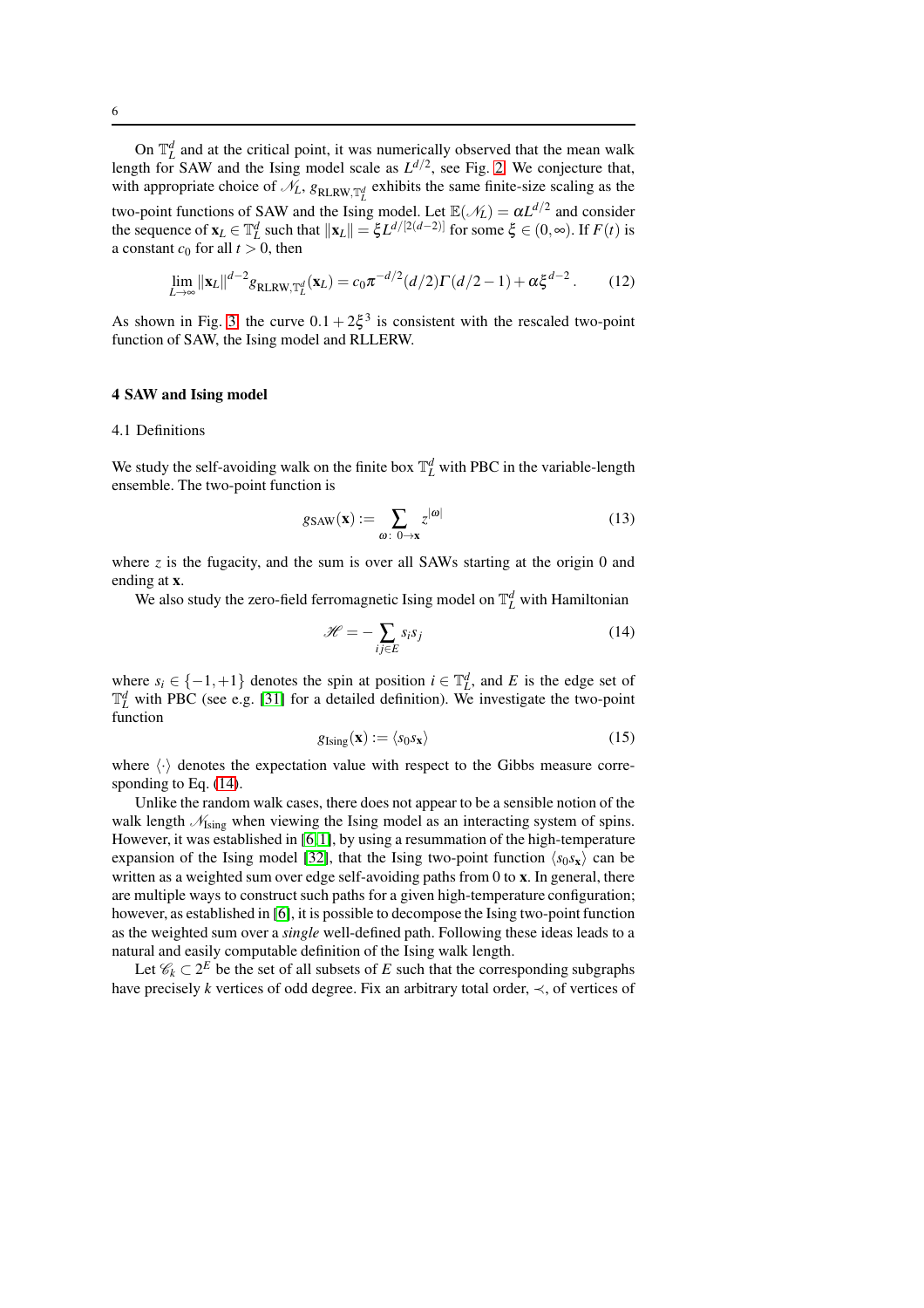On $\mathbb{T}_L^d$ and at the critical point, it was numerically observed that the mean walk length for SAW and the Ising model scale as $L^{d/2}$, see Fig. 2. We conjecture that, with appropriate choice of $\mathcal{N}_L$, $g_{\mathrm{RLRW},\mathbb{T}_L^d}$ exhibits the same finite-size scaling as the two-point functions of SAW and the Ising model. Let $\mathbb{E}(\mathcal{N}_L) = \alpha L^{d/2}$ and consider the sequence of $\mathbf{x}_L \in \mathbb{T}_L^d$ such that $\|\mathbf{x}_L\| = \xi L^{d/[2(d-2)]}$ for some $\xi \in (0,\infty)$. If $F(t)$ is a constant $c_0$ for all $t > 0$, then

$$\lim_{L\to\infty} \|\mathbf{x}_L\|^{d-2} g_{\mathrm{RLRW},\mathbb{T}_L^d}(\mathbf{x}_L) = c_0 \pi^{-d/2}(d/2)\Gamma(d/2-1) + \alpha \xi^{d-2}\,. \tag{12}$$

As shown in Fig. 3, the curve $0.1 + 2\xi^3$ is consistent with the rescaled two-point function of SAW, the Ising model and RLLERW.

## 4 SAW and Ising model

### 4.1 Definitions

We study the self-avoiding walk on the finite box $\mathbb{T}_L^d$ with PBC in the variable-length ensemble. The two-point function is

$$g_{\mathrm{SAW}}(\mathbf{x}) := \sum_{\omega:\, 0\to\mathbf{x}} z^{|\omega|} \tag{13}$$

where $z$ is the fugacity, and the sum is over all SAWs starting at the origin 0 and ending at $\mathbf{x}$.

We also study the zero-field ferromagnetic Ising model on $\mathbb{T}_L^d$ with Hamiltonian

$$\mathscr{H} = -\sum_{ij\in E} s_i s_j \tag{14}$$

where $s_i \in \{-1,+1\}$ denotes the spin at position $i \in \mathbb{T}_L^d$, and $E$ is the edge set of $\mathbb{T}_L^d$ with PBC (see e.g. [31] for a detailed definition). We investigate the two-point function

$$g_{\mathrm{Ising}}(\mathbf{x}) := \langle s_0 s_{\mathbf{x}} \rangle \tag{15}$$

where $\langle\cdot\rangle$ denotes the expectation value with respect to the Gibbs measure corresponding to Eq. (14).

Unlike the random walk cases, there does not appear to be a sensible notion of the walk length $\mathcal{N}_{\mathrm{Ising}}$ when viewing the Ising model as an interacting system of spins. However, it was established in [6,1], by using a resummation of the high-temperature expansion of the Ising model [32], that the Ising two-point function $\langle s_0 s_{\mathbf{x}} \rangle$ can be written as a weighted sum over edge self-avoiding paths from 0 to $\mathbf{x}$. In general, there are multiple ways to construct such paths for a given high-temperature configuration; however, as established in [6], it is possible to decompose the Ising two-point function as the weighted sum over a *single* well-defined path. Following these ideas leads to a natural and easily computable definition of the Ising walk length.

Let $\mathscr{C}_k \subset 2^E$ be the set of all subsets of $E$ such that the corresponding subgraphs have precisely $k$ vertices of odd degree. Fix an arbitrary total order, $\prec$, of vertices of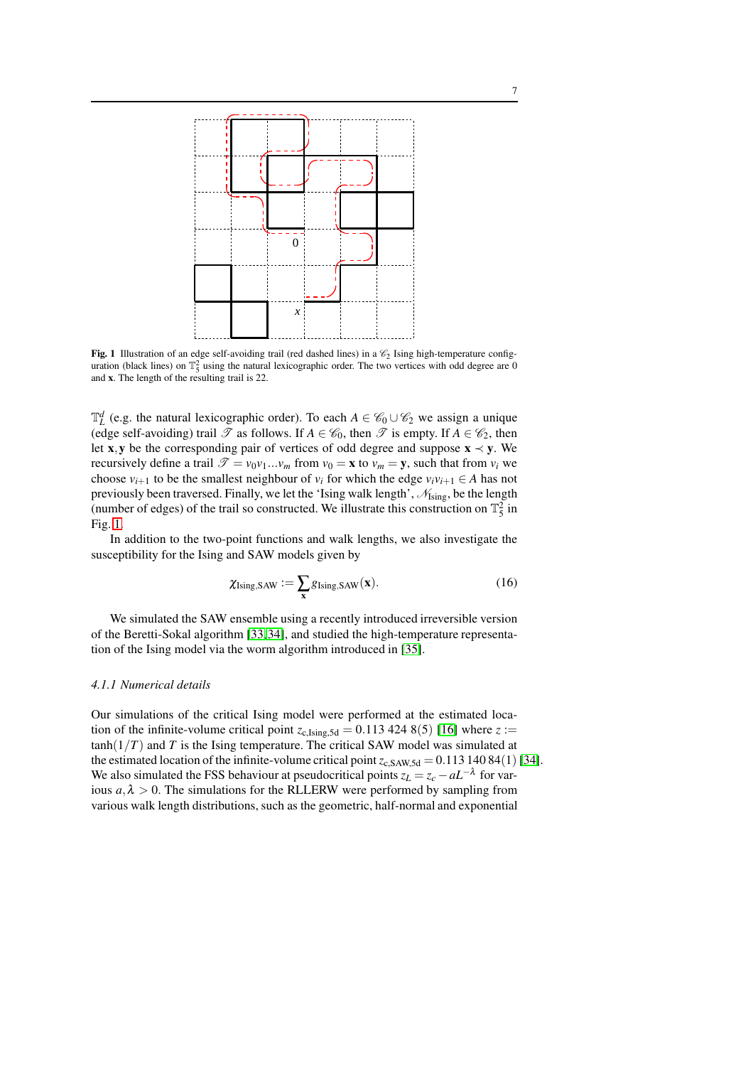**Fig. 1** Illustration of an edge self-avoiding trail (red dashed lines) in a $\mathscr{C}_2$ Ising high-temperature configuration (black lines) on $\mathbb{T}_5^2$ using the natural lexicographic order. The two vertices with odd degree are 0 and $\mathbf{x}$. The length of the resulting trail is 22.

$\mathbb{T}_L^d$ (e.g. the natural lexicographic order). To each $A \in \mathscr{C}_0 \cup \mathscr{C}_2$ we assign a unique (edge self-avoiding) trail $\mathscr{T}$ as follows. If $A \in \mathscr{C}_0$, then $\mathscr{T}$ is empty. If $A \in \mathscr{C}_2$, then let $\mathbf{x}, \mathbf{y}$ be the corresponding pair of vertices of odd degree and suppose $\mathbf{x} \prec \mathbf{y}$. We recursively define a trail $\mathscr{T} = v_0 v_1 \ldots v_m$ from $v_0 = \mathbf{x}$ to $v_m = \mathbf{y}$, such that from $v_i$ we choose $v_{i+1}$ to be the smallest neighbour of $v_i$ for which the edge $v_i v_{i+1} \in A$ has not previously been traversed. Finally, we let the 'Ising walk length', $\mathscr{N}_{\text{Ising}}$, be the length (number of edges) of the trail so constructed. We illustrate this construction on $\mathbb{T}_5^2$ in Fig. 1.

In addition to the two-point functions and walk lengths, we also investigate the susceptibility for the Ising and SAW models given by

$$\chi_{\text{Ising,SAW}} := \sum_{\mathbf{x}} g_{\text{Ising,SAW}}(\mathbf{x}). \tag{16}$$

We simulated the SAW ensemble using a recently introduced irreversible version of the Beretti-Sokal algorithm [33, 34], and studied the high-temperature representation of the Ising model via the worm algorithm introduced in [35].

#### *4.1.1 Numerical details*

Our simulations of the critical Ising model were performed at the estimated location of the infinite-volume critical point $z_{\text{c,Ising,5d}} = 0.113\,424\,8(5)$ [16] where $z := \tanh(1/T)$ and $T$ is the Ising temperature. The critical SAW model was simulated at the estimated location of the infinite-volume critical point $z_{\text{c,SAW,5d}} = 0.113\,140\,84(1)$ [34]. We also simulated the FSS behaviour at pseudocritical points $z_L = z_c - aL^{-\lambda}$ for various $a, \lambda > 0$. The simulations for the RLLERW were performed by sampling from various walk length distributions, such as the geometric, half-normal and exponential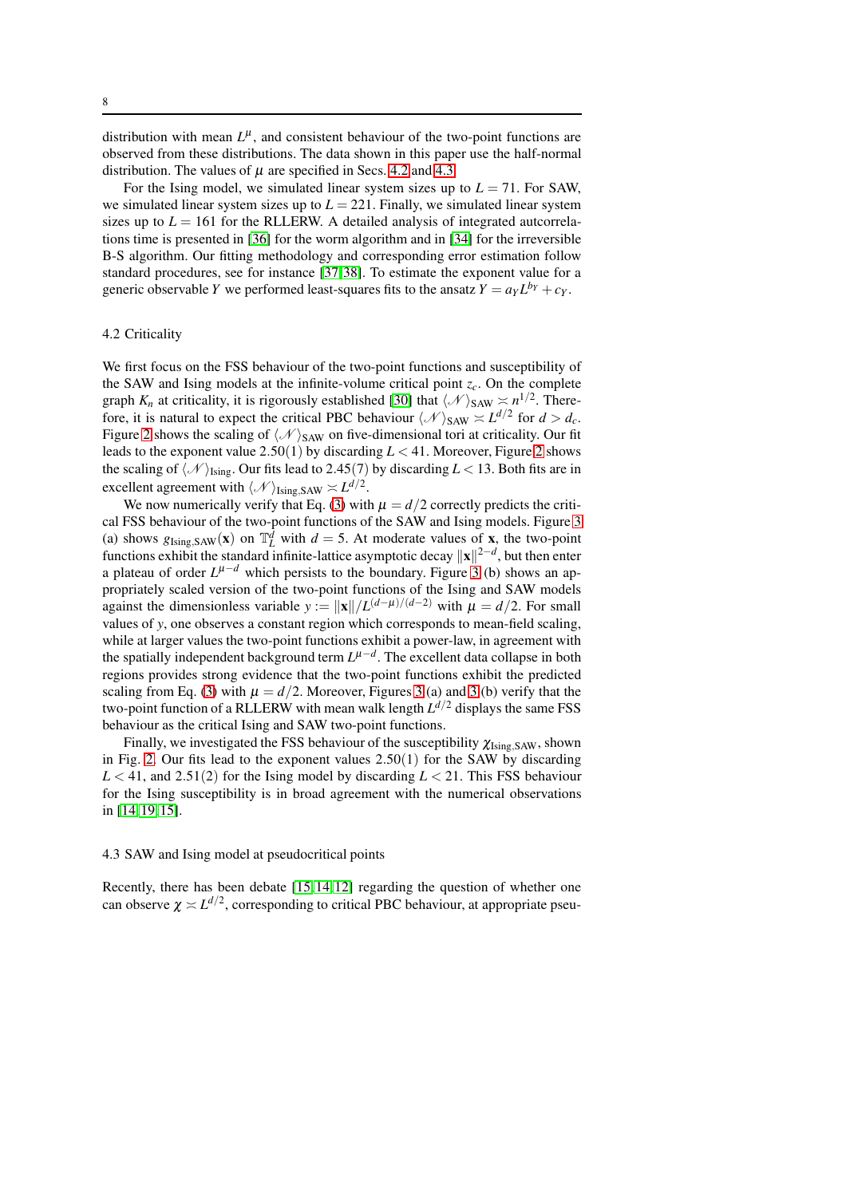distribution with mean $L^{\mu}$, and consistent behaviour of the two-point functions are observed from these distributions. The data shown in this paper use the half-normal distribution. The values of $\mu$ are specified in Secs. 4.2 and 4.3.

For the Ising model, we simulated linear system sizes up to $L = 71$. For SAW, we simulated linear system sizes up to $L = 221$. Finally, we simulated linear system sizes up to $L = 161$ for the RLLERW. A detailed analysis of integrated autocorrelations time is presented in [36] for the worm algorithm and in [34] for the irreversible B-S algorithm. Our fitting methodology and corresponding error estimation follow standard procedures, see for instance [37,38]. To estimate the exponent value for a generic observable $Y$ we performed least-squares fits to the ansatz $Y = a_Y L^{b_Y} + c_Y$.

## 4.2 Criticality

We first focus on the FSS behaviour of the two-point functions and susceptibility of the SAW and Ising models at the infinite-volume critical point $z_c$. On the complete graph $K_n$ at criticality, it is rigorously established [30] that $\langle \mathscr{N} \rangle_{\mathrm{SAW}} \asymp n^{1/2}$. Therefore, it is natural to expect the critical PBC behaviour $\langle \mathscr{N} \rangle_{\mathrm{SAW}} \asymp L^{d/2}$ for $d > d_c$. Figure 2 shows the scaling of $\langle \mathscr{N} \rangle_{\mathrm{SAW}}$ on five-dimensional tori at criticality. Our fit leads to the exponent value $2.50(1)$ by discarding $L < 41$. Moreover, Figure 2 shows the scaling of $\langle \mathscr{N} \rangle_{\mathrm{Ising}}$. Our fits lead to $2.45(7)$ by discarding $L < 13$. Both fits are in excellent agreement with $\langle \mathscr{N} \rangle_{\mathrm{Ising,SAW}} \asymp L^{d/2}$.

We now numerically verify that Eq. (3) with $\mu = d/2$ correctly predicts the critical FSS behaviour of the two-point functions of the SAW and Ising models. Figure 3 (a) shows $g_{\mathrm{Ising,SAW}}(\mathbf{x})$ on $\mathbb{T}_L^d$ with $d = 5$. At moderate values of $\mathbf{x}$, the two-point functions exhibit the standard infinite-lattice asymptotic decay $\|\mathbf{x}\|^{2-d}$, but then enter a plateau of order $L^{\mu-d}$ which persists to the boundary. Figure 3 (b) shows an appropriately scaled version of the two-point functions of the Ising and SAW models against the dimensionless variable $y := \|\mathbf{x}\|/L^{(d-\mu)/(d-2)}$ with $\mu = d/2$. For small values of $y$, one observes a constant region which corresponds to mean-field scaling, while at larger values the two-point functions exhibit a power-law, in agreement with the spatially independent background term $L^{\mu-d}$. The excellent data collapse in both regions provides strong evidence that the two-point functions exhibit the predicted scaling from Eq. (3) with $\mu = d/2$. Moreover, Figures 3 (a) and 3 (b) verify that the two-point function of a RLLERW with mean walk length $L^{d/2}$ displays the same FSS behaviour as the critical Ising and SAW two-point functions.

Finally, we investigated the FSS behaviour of the susceptibility $\chi_{\mathrm{Ising,SAW}}$, shown in Fig. 2. Our fits lead to the exponent values $2.50(1)$ for the SAW by discarding $L < 41$, and $2.51(2)$ for the Ising model by discarding $L < 21$. This FSS behaviour for the Ising susceptibility is in broad agreement with the numerical observations in [14,19,15].

## 4.3 SAW and Ising model at pseudocritical points

Recently, there has been debate [15,14,12] regarding the question of whether one can observe $\chi \asymp L^{d/2}$, corresponding to critical PBC behaviour, at appropriate pseu-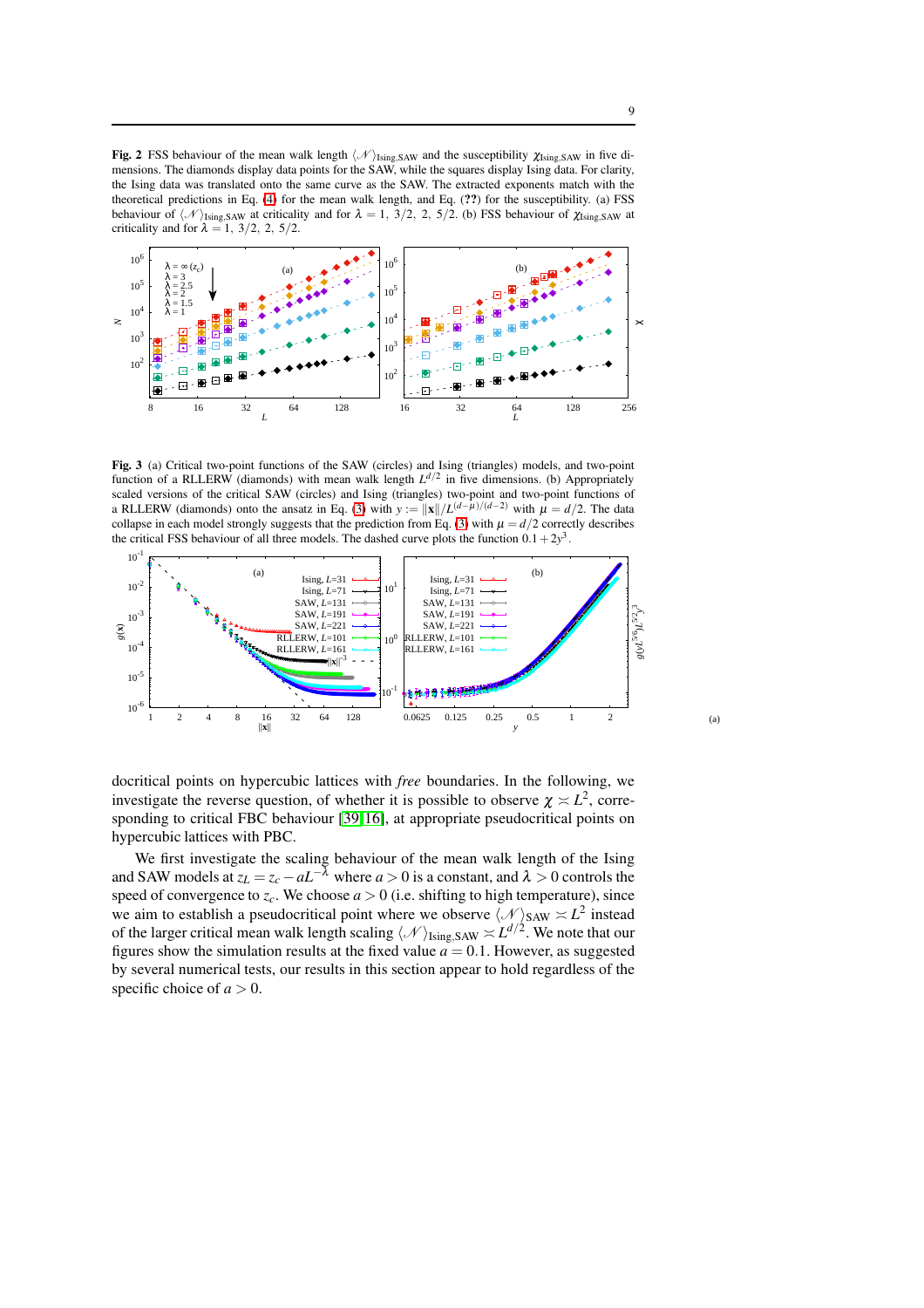**Fig. 2** FSS behaviour of the mean walk length $\langle \mathscr{N} \rangle_{\text{Ising,SAW}}$ and the susceptibility $\chi_{\text{Ising,SAW}}$ in five dimensions. The diamonds display data points for the SAW, while the squares display Ising data. For clarity, the Ising data was translated onto the same curve as the SAW. The extracted exponents match with the theoretical predictions in Eq. (4) for the mean walk length, and Eq. (??) for the susceptibility. (a) FSS behaviour of $\langle \mathscr{N} \rangle_{\text{Ising,SAW}}$ at criticality and for $\lambda = 1,\ 3/2,\ 2,\ 5/2$. (b) FSS behaviour of $\chi_{\text{Ising,SAW}}$ at criticality and for $\lambda = 1,\ 3/2,\ 2,\ 5/2$.

**Fig. 3** (a) Critical two-point functions of the SAW (circles) and Ising (triangles) models, and two-point function of a RLLERW (diamonds) with mean walk length $L^{d/2}$ in five dimensions. (b) Appropriately scaled versions of the critical SAW (circles) and Ising (triangles) two-point and two-point functions of a RLLERW (diamonds) onto the ansatz in Eq. (3) with $y := \|\mathbf{x}\|/L^{(d-\mu)/(d-2)}$ with $\mu = d/2$. The data collapse in each model strongly suggests that the prediction from Eq. (3) with $\mu = d/2$ correctly describes the critical FSS behaviour of all three models. The dashed curve plots the function $0.1 + 2y^3$.

docritical points on hypercubic lattices with *free* boundaries. In the following, we investigate the reverse question, of whether it is possible to observe $\chi \asymp L^2$, corresponding to critical FBC behaviour [39,16], at appropriate pseudocritical points on hypercubic lattices with PBC.

We first investigate the scaling behaviour of the mean walk length of the Ising and SAW models at $z_L = z_c - aL^{-\lambda}$ where $a > 0$ is a constant, and $\lambda > 0$ controls the speed of convergence to $z_c$. We choose $a > 0$ (i.e. shifting to high temperature), since we aim to establish a pseudocritical point where we observe $\langle \mathscr{N} \rangle_{\text{SAW}} \asymp L^2$ instead of the larger critical mean walk length scaling $\langle \mathscr{N} \rangle_{\text{Ising,SAW}} \asymp L^{d/2}$. We note that our figures show the simulation results at the fixed value $a = 0.1$. However, as suggested by several numerical tests, our results in this section appear to hold regardless of the specific choice of $a > 0$.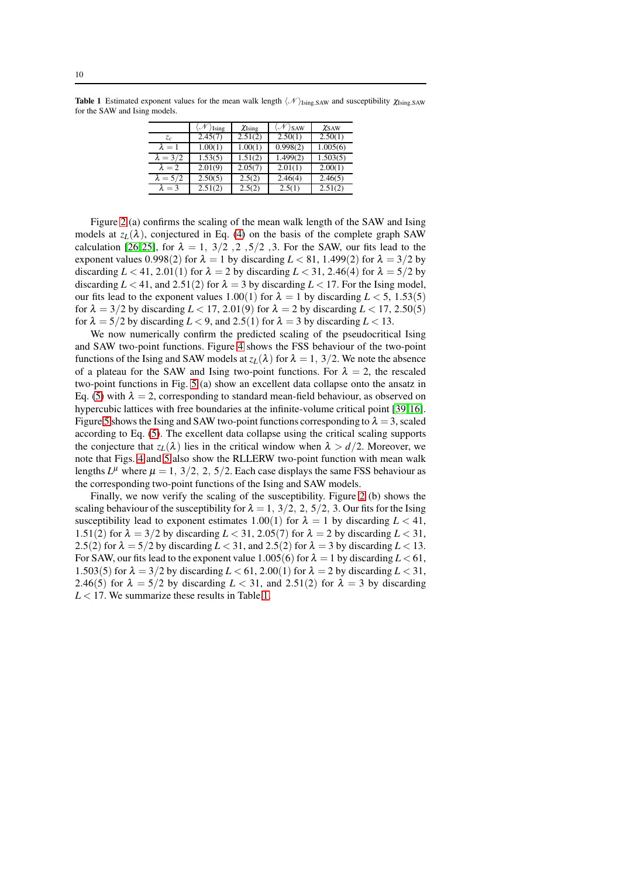**Table 1** Estimated exponent values for the mean walk length $\langle \mathcal{N} \rangle_{\text{Ising,SAW}}$ and susceptibility $\chi_{\text{Ising,SAW}}$ for the SAW and Ising models.

| | $\langle \mathcal{N} \rangle_{\text{Ising}}$ | $\chi_{\text{Ising}}$ | $\langle \mathcal{N} \rangle_{\text{SAW}}$ | $\chi_{\text{SAW}}$ |
|---|---|---|---|---|
| $z_c$ | 2.45(7) | 2.51(2) | 2.50(1) | 2.50(1) |
| $\lambda = 1$ | 1.00(1) | 1.00(1) | 0.998(2) | 1.005(6) |
| $\lambda = 3/2$ | 1.53(5) | 1.51(2) | 1.499(2) | 1.503(5) |
| $\lambda = 2$ | 2.01(9) | 2.05(7) | 2.01(1) | 2.00(1) |
| $\lambda = 5/2$ | 2.50(5) | 2.5(2) | 2.46(4) | 2.46(5) |
| $\lambda = 3$ | 2.51(2) | 2.5(2) | 2.5(1) | 2.51(2) |

Figure 2 (a) confirms the scaling of the mean walk length of the SAW and Ising models at $z_L(\lambda)$, conjectured in Eq. (4) on the basis of the complete graph SAW calculation [26,25], for $\lambda = 1,\ 3/2\ ,2\ ,5/2\ ,3$. For the SAW, our fits lead to the exponent values $0.998(2)$ for $\lambda = 1$ by discarding $L < 81$, $1.499(2)$ for $\lambda = 3/2$ by discarding $L < 41$, $2.01(1)$ for $\lambda = 2$ by discarding $L < 31$, $2.46(4)$ for $\lambda = 5/2$ by discarding $L < 41$, and $2.51(2)$ for $\lambda = 3$ by discarding $L < 17$. For the Ising model, our fits lead to the exponent values $1.00(1)$ for $\lambda = 1$ by discarding $L < 5$, $1.53(5)$ for $\lambda = 3/2$ by discarding $L < 17$, $2.01(9)$ for $\lambda = 2$ by discarding $L < 17$, $2.50(5)$ for $\lambda = 5/2$ by discarding $L < 9$, and $2.5(1)$ for $\lambda = 3$ by discarding $L < 13$.

We now numerically confirm the predicted scaling of the pseudocritical Ising and SAW two-point functions. Figure 4 shows the FSS behaviour of the two-point functions of the Ising and SAW models at $z_L(\lambda)$ for $\lambda = 1,\ 3/2$. We note the absence of a plateau for the SAW and Ising two-point functions. For $\lambda = 2$, the rescaled two-point functions in Fig. 5 (a) show an excellent data collapse onto the ansatz in Eq. (5) with $\lambda = 2$, corresponding to standard mean-field behaviour, as observed on hypercubic lattices with free boundaries at the infinite-volume critical point [39,16]. Figure 5 shows the Ising and SAW two-point functions corresponding to $\lambda = 3$, scaled according to Eq. (5). The excellent data collapse using the critical scaling supports the conjecture that $z_L(\lambda)$ lies in the critical window when $\lambda > d/2$. Moreover, we note that Figs. 4 and 5 also show the RLLERW two-point function with mean walk lengths $L^{\mu}$ where $\mu = 1,\ 3/2,\ 2,\ 5/2$. Each case displays the same FSS behaviour as the corresponding two-point functions of the Ising and SAW models.

Finally, we now verify the scaling of the susceptibility. Figure 2 (b) shows the scaling behaviour of the susceptibility for $\lambda = 1,\ 3/2,\ 2,\ 5/2,\ 3$. Our fits for the Ising susceptibility lead to exponent estimates $1.00(1)$ for $\lambda = 1$ by discarding $L < 41$, $1.51(2)$ for $\lambda = 3/2$ by discarding $L < 31$, $2.05(7)$ for $\lambda = 2$ by discarding $L < 31$, $2.5(2)$ for $\lambda = 5/2$ by discarding $L < 31$, and $2.5(2)$ for $\lambda = 3$ by discarding $L < 13$. For SAW, our fits lead to the exponent value $1.005(6)$ for $\lambda = 1$ by discarding $L < 61$, $1.503(5)$ for $\lambda = 3/2$ by discarding $L < 61$, $2.00(1)$ for $\lambda = 2$ by discarding $L < 31$, $2.46(5)$ for $\lambda = 5/2$ by discarding $L < 31$, and $2.51(2)$ for $\lambda = 3$ by discarding $L < 17$. We summarize these results in Table 1.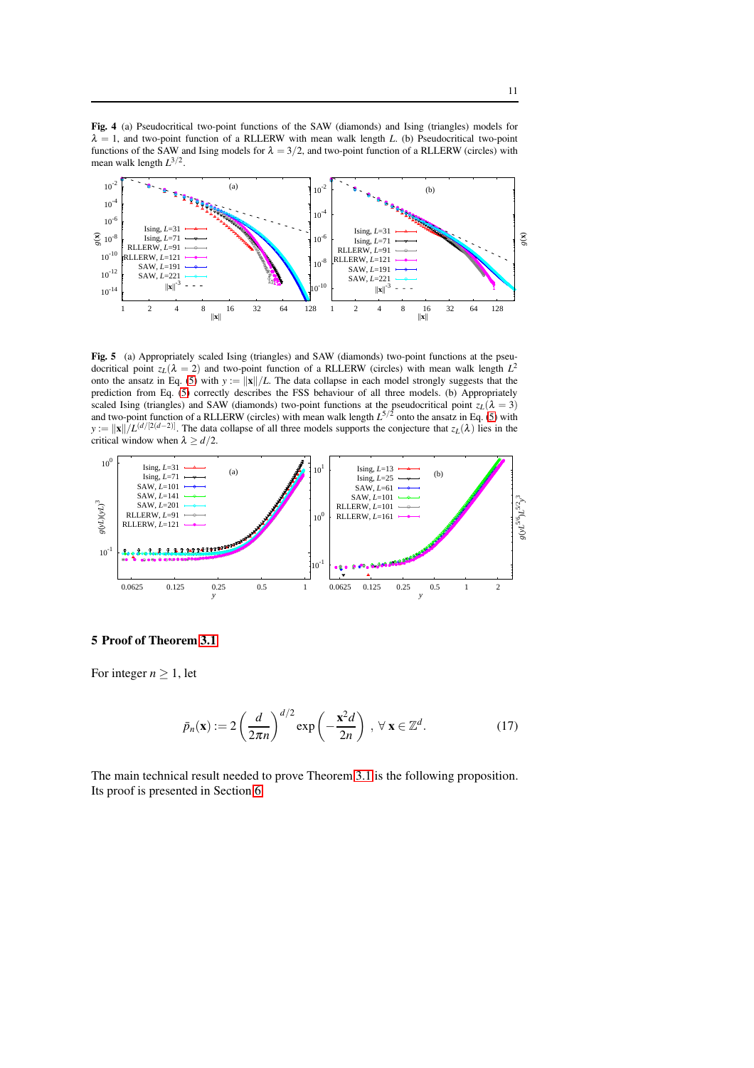**Fig. 4** (a) Pseudocritical two-point functions of the SAW (diamonds) and Ising (triangles) models for $\lambda = 1$, and two-point function of a RLLERW with mean walk length $L$. (b) Pseudocritical two-point functions of the SAW and Ising models for $\lambda = 3/2$, and two-point function of a RLLERW (circles) with mean walk length $L^{3/2}$.

**Fig. 5** (a) Appropriately scaled Ising (triangles) and SAW (diamonds) two-point functions at the pseudocritical point $z_L(\lambda = 2)$ and two-point function of a RLLERW (circles) with mean walk length $L^2$ onto the ansatz in Eq. (5) with $y := \|\mathbf{x}\|/L$. The data collapse in each model strongly suggests that the prediction from Eq. (5) correctly describes the FSS behaviour of all three models. (b) Appropriately scaled Ising (triangles) and SAW (diamonds) two-point functions at the pseudocritical point $z_L(\lambda = 3)$ and two-point function of a RLLERW (circles) with mean walk length $L^{5/2}$ onto the ansatz in Eq. (5) with $y := \|\mathbf{x}\|/L^{(d/[2(d-2)]}$. The data collapse of all three models supports the conjecture that $z_L(\lambda)$ lies in the critical window when $\lambda \geq d/2$.

## 5 Proof of Theorem 3.1

For integer $n \geq 1$, let

$$\bar{p}_n(\mathbf{x}) := 2\left(\frac{d}{2\pi n}\right)^{d/2} \exp\left(-\frac{\mathbf{x}^2 d}{2n}\right), \ \forall\, \mathbf{x} \in \mathbb{Z}^d. \tag{17}$$

The main technical result needed to prove Theorem 3.1 is the following proposition. Its proof is presented in Section 6.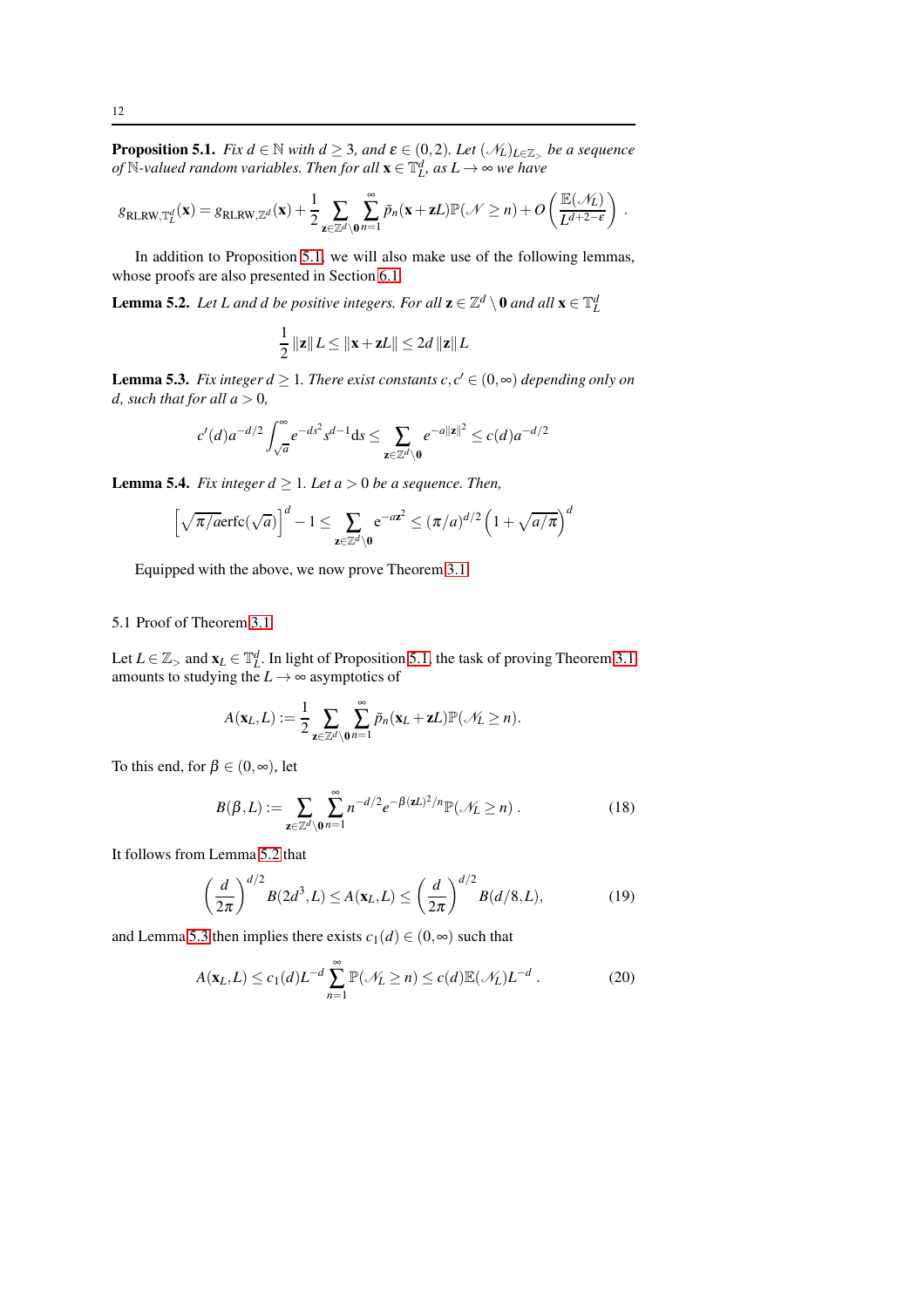**Proposition 5.1.** *Fix $d \in \mathbb{N}$ with $d \geq 3$, and $\varepsilon \in (0,2)$. Let $(\mathscr{N}_L)_{L\in\mathbb{Z}_>}$ be a sequence of $\mathbb{N}$-valued random variables. Then for all $\mathbf{x} \in \mathbb{T}_L^d$, as $L \to \infty$ we have*

$$g_{\mathrm{RLRW},\mathbb{T}_L^d}(\mathbf{x}) = g_{\mathrm{RLRW},\mathbb{Z}^d}(\mathbf{x}) + \frac{1}{2}\sum_{\mathbf{z}\in\mathbb{Z}^d\setminus\mathbf{0}}\sum_{n=1}^{\infty}\bar{p}_n(\mathbf{x}+\mathbf{z}L)\mathbb{P}(\mathscr{N}\geq n) + O\left(\frac{\mathbb{E}(\mathscr{N}_L)}{L^{d+2-\varepsilon}}\right).$$

In addition to Proposition 5.1, we will also make use of the following lemmas, whose proofs are also presented in Section 6.1.

**Lemma 5.2.** *Let $L$ and $d$ be positive integers. For all $\mathbf{z} \in \mathbb{Z}^d \setminus \mathbf{0}$ and all $\mathbf{x} \in \mathbb{T}_L^d$*

$$\frac{1}{2}\|\mathbf{z}\|L \leq \|\mathbf{x}+\mathbf{z}L\| \leq 2d\,\|\mathbf{z}\|L$$

**Lemma 5.3.** *Fix integer $d \geq 1$. There exist constants $c, c' \in (0,\infty)$ depending only on $d$, such that for all $a > 0$,*

$$c'(d)a^{-d/2}\int_{\sqrt{a}}^{\infty} e^{-ds^2}s^{d-1}\mathrm{d}s \leq \sum_{\mathbf{z}\in\mathbb{Z}^d\setminus\mathbf{0}} e^{-a\|\mathbf{z}\|^2} \leq c(d)a^{-d/2}$$

**Lemma 5.4.** *Fix integer $d \geq 1$. Let $a > 0$ be a sequence. Then,*

$$\left[\sqrt{\pi/a}\,\mathrm{erfc}(\sqrt{a})\right]^d - 1 \leq \sum_{\mathbf{z}\in\mathbb{Z}^d\setminus\mathbf{0}} \mathrm{e}^{-a\mathbf{z}^2} \leq (\pi/a)^{d/2}\left(1+\sqrt{a/\pi}\right)^d$$

Equipped with the above, we now prove Theorem 3.1.

### 5.1 Proof of Theorem 3.1

Let $L \in \mathbb{Z}_>$ and $\mathbf{x}_L \in \mathbb{T}_L^d$. In light of Proposition 5.1, the task of proving Theorem 3.1 amounts to studying the $L \to \infty$ asymptotics of

$$A(\mathbf{x}_L, L) := \frac{1}{2}\sum_{\mathbf{z}\in\mathbb{Z}^d\setminus\mathbf{0}}\sum_{n=1}^{\infty}\bar{p}_n(\mathbf{x}_L+\mathbf{z}L)\mathbb{P}(\mathscr{N}_L \geq n).$$

To this end, for $\beta \in (0,\infty)$, let

$$B(\beta, L) := \sum_{\mathbf{z}\in\mathbb{Z}^d\setminus\mathbf{0}}\sum_{n=1}^{\infty} n^{-d/2}e^{-\beta(\mathbf{z}L)^2/n}\mathbb{P}(\mathscr{N}_L \geq n)\,. \tag{18}$$

It follows from Lemma 5.2 that

$$\left(\frac{d}{2\pi}\right)^{d/2} B(2d^3, L) \leq A(\mathbf{x}_L, L) \leq \left(\frac{d}{2\pi}\right)^{d/2} B(d/8, L), \tag{19}$$

and Lemma 5.3 then implies there exists $c_1(d) \in (0,\infty)$ such that

$$A(\mathbf{x}_L, L) \leq c_1(d)L^{-d}\sum_{n=1}^{\infty}\mathbb{P}(\mathscr{N}_L \geq n) \leq c(d)\mathbb{E}(\mathscr{N}_L)L^{-d}\,. \tag{20}$$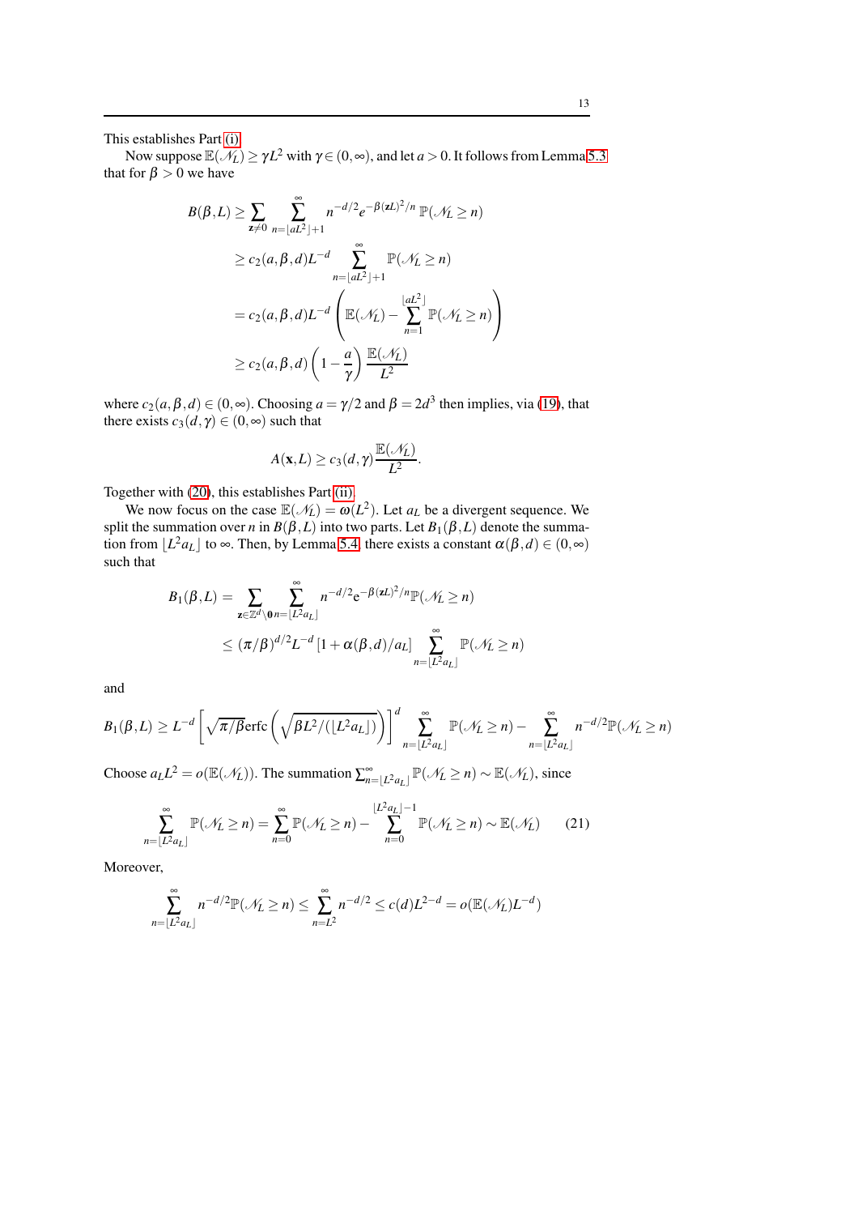This establishes Part (i).

Now suppose $\mathbb{E}(\mathcal{N}_L) \geq \gamma L^2$ with $\gamma \in (0,\infty)$, and let $a > 0$. It follows from Lemma 5.3 that for $\beta > 0$ we have

$$
\begin{aligned}
B(\beta,L) &\geq \sum_{\mathbf{z}\neq 0} \sum_{n=\lfloor aL^2 \rfloor+1}^{\infty} n^{-d/2} e^{-\beta(\mathbf{z}L)^2/n}\, \mathbb{P}(\mathcal{N}_L \geq n) \\
&\geq c_2(a,\beta,d) L^{-d} \sum_{n=\lfloor aL^2 \rfloor+1}^{\infty} \mathbb{P}(\mathcal{N}_L \geq n) \\
&= c_2(a,\beta,d) L^{-d} \left( \mathbb{E}(\mathcal{N}_L) - \sum_{n=1}^{\lfloor aL^2 \rfloor} \mathbb{P}(\mathcal{N}_L \geq n) \right) \\
&\geq c_2(a,\beta,d) \left(1 - \frac{a}{\gamma}\right) \frac{\mathbb{E}(\mathcal{N}_L)}{L^2}
\end{aligned}
$$

where $c_2(a,\beta,d) \in (0,\infty)$. Choosing $a = \gamma/2$ and $\beta = 2d^3$ then implies, via (19), that there exists $c_3(d,\gamma) \in (0,\infty)$ such that

$$
A(\mathbf{x},L) \geq c_3(d,\gamma) \frac{\mathbb{E}(\mathcal{N}_L)}{L^2}.
$$

Together with (20), this establishes Part (ii).

We now focus on the case $\mathbb{E}(\mathcal{N}_L) = \omega(L^2)$. Let $a_L$ be a divergent sequence. We split the summation over $n$ in $B(\beta,L)$ into two parts. Let $B_1(\beta,L)$ denote the summation from $\lfloor L^2 a_L \rfloor$ to $\infty$. Then, by Lemma 5.4, there exists a constant $\alpha(\beta,d) \in (0,\infty)$ such that

$$
\begin{aligned}
B_1(\beta,L) &= \sum_{\mathbf{z}\in\mathbb{Z}^d\setminus\mathbf{0}} \sum_{n=\lfloor L^2 a_L \rfloor}^{\infty} n^{-d/2} \mathrm{e}^{-\beta(\mathbf{z}L)^2/n} \mathbb{P}(\mathcal{N}_L \geq n) \\
&\leq (\pi/\beta)^{d/2} L^{-d} \left[1 + \alpha(\beta,d)/a_L\right] \sum_{n=\lfloor L^2 a_L \rfloor}^{\infty} \mathbb{P}(\mathcal{N}_L \geq n)
\end{aligned}
$$

and

$$
B_1(\beta,L) \geq L^{-d} \left[ \sqrt{\pi/\beta}\, \mathrm{erfc}\left( \sqrt{\beta L^2/(\lfloor L^2 a_L \rfloor)} \right) \right]^d \sum_{n=\lfloor L^2 a_L \rfloor}^{\infty} \mathbb{P}(\mathcal{N}_L \geq n) - \sum_{n=\lfloor L^2 a_L \rfloor}^{\infty} n^{-d/2} \mathbb{P}(\mathcal{N}_L \geq n)
$$

Choose $a_L L^2 = o(\mathbb{E}(\mathcal{N}_L))$. The summation $\sum_{n=\lfloor L^2 a_L \rfloor}^{\infty} \mathbb{P}(\mathcal{N}_L \geq n) \sim \mathbb{E}(\mathcal{N}_L)$, since

$$
\sum_{n=\lfloor L^2 a_L \rfloor}^{\infty} \mathbb{P}(\mathcal{N}_L \geq n) = \sum_{n=0}^{\infty} \mathbb{P}(\mathcal{N}_L \geq n) - \sum_{n=0}^{\lfloor L^2 a_L \rfloor - 1} \mathbb{P}(\mathcal{N}_L \geq n) \sim \mathbb{E}(\mathcal{N}_L) \qquad (21)
$$

Moreover,

$$
\sum_{n=\lfloor L^2 a_L \rfloor}^{\infty} n^{-d/2} \mathbb{P}(\mathcal{N}_L \geq n) \leq \sum_{n=L^2}^{\infty} n^{-d/2} \leq c(d) L^{2-d} = o(\mathbb{E}(\mathcal{N}_L) L^{-d})
$$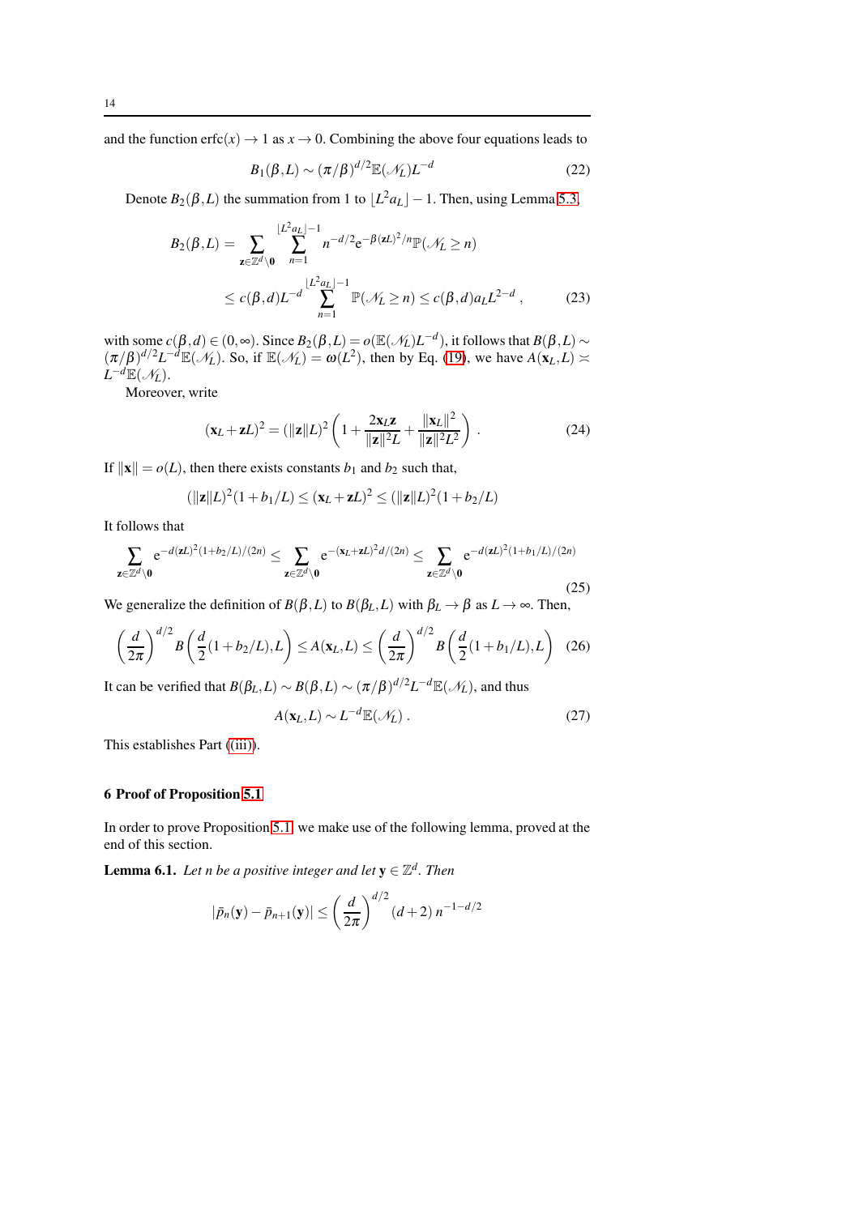and the function $\operatorname{erfc}(x) \to 1$ as $x \to 0$. Combining the above four equations leads to

$$B_1(\beta, L) \sim (\pi/\beta)^{d/2} \mathbb{E}(\mathscr{N}_L) L^{-d} \tag{22}$$

Denote $B_2(\beta, L)$ the summation from 1 to $\lfloor L^2 a_L \rfloor - 1$. Then, using Lemma 5.3,

$$\begin{aligned} B_2(\beta, L) &= \sum_{\mathbf{z} \in \mathbb{Z}^d \setminus \mathbf{0}} \sum_{n=1}^{\lfloor L^2 a_L \rfloor - 1} n^{-d/2} \mathrm{e}^{-\beta (\mathbf{z} L)^2 / n} \mathbb{P}(\mathscr{N}_L \geq n) \\ &\leq c(\beta, d) L^{-d} \sum_{n=1}^{\lfloor L^2 a_L \rfloor - 1} \mathbb{P}(\mathscr{N}_L \geq n) \leq c(\beta, d) a_L L^{2-d} , \end{aligned} \tag{23}$$

with some $c(\beta, d) \in (0, \infty)$. Since $B_2(\beta, L) = o(\mathbb{E}(\mathscr{N}_L) L^{-d})$, it follows that $B(\beta, L) \sim (\pi/\beta)^{d/2} L^{-d} \mathbb{E}(\mathscr{N}_L)$. So, if $\mathbb{E}(\mathscr{N}_L) = \omega(L^2)$, then by Eq. (19), we have $A(\mathbf{x}_L, L) \asymp L^{-d} \mathbb{E}(\mathscr{N}_L)$.

Moreover, write

$$(\mathbf{x}_L + \mathbf{z} L)^2 = (\|\mathbf{z}\| L)^2 \left( 1 + \frac{2 \mathbf{x}_L \mathbf{z}}{\|\mathbf{z}\|^2 L} + \frac{\|\mathbf{x}_L\|^2}{\|\mathbf{z}\|^2 L^2} \right) . \tag{24}$$

If $\|\mathbf{x}\| = o(L)$, then there exists constants $b_1$ and $b_2$ such that,

$$(\|\mathbf{z}\| L)^2 (1 + b_1/L) \leq (\mathbf{x}_L + \mathbf{z} L)^2 \leq (\|\mathbf{z}\| L)^2 (1 + b_2/L)$$

It follows that

$$\sum_{\mathbf{z} \in \mathbb{Z}^d \setminus \mathbf{0}} \mathrm{e}^{-d (\mathbf{z} L)^2 (1 + b_2/L)/(2n)} \leq \sum_{\mathbf{z} \in \mathbb{Z}^d \setminus \mathbf{0}} \mathrm{e}^{-(\mathbf{x}_L + \mathbf{z} L)^2 d/(2n)} \leq \sum_{\mathbf{z} \in \mathbb{Z}^d \setminus \mathbf{0}} \mathrm{e}^{-d (\mathbf{z} L)^2 (1 + b_1/L)/(2n)} \tag{25}$$

We generalize the definition of $B(\beta, L)$ to $B(\beta_L, L)$ with $\beta_L \to \beta$ as $L \to \infty$. Then,

$$\left( \frac{d}{2\pi} \right)^{d/2} B\left( \frac{d}{2} (1 + b_2/L), L \right) \leq A(\mathbf{x}_L, L) \leq \left( \frac{d}{2\pi} \right)^{d/2} B\left( \frac{d}{2} (1 + b_1/L), L \right) \tag{26}$$

It can be verified that $B(\beta_L, L) \sim B(\beta, L) \sim (\pi/\beta)^{d/2} L^{-d} \mathbb{E}(\mathscr{N}_L)$, and thus

$$A(\mathbf{x}_L, L) \sim L^{-d} \mathbb{E}(\mathscr{N}_L) . \tag{27}$$

This establishes Part ((iii)).

## 6 Proof of Proposition 5.1

In order to prove Proposition 5.1, we make use of the following lemma, proved at the end of this section.

**Lemma 6.1.** *Let $n$ be a positive integer and let $\mathbf{y} \in \mathbb{Z}^d$. Then*

$$|\bar{p}_n(\mathbf{y}) - \bar{p}_{n+1}(\mathbf{y})| \leq \left( \frac{d}{2\pi} \right)^{d/2} (d+2)\, n^{-1-d/2}$$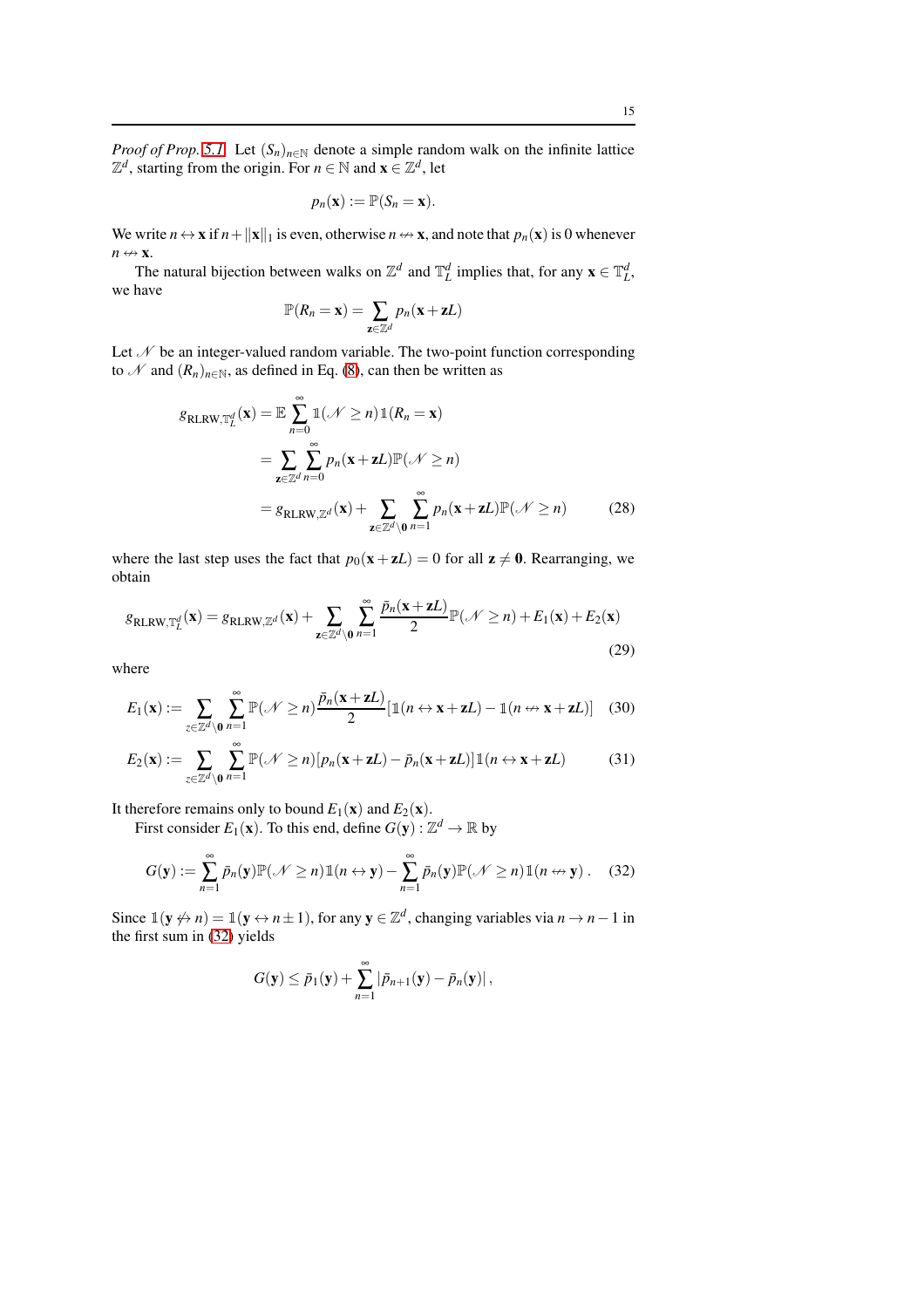*Proof of Prop. 5.1.* Let $(S_n)_{n\in\mathbb{N}}$ denote a simple random walk on the infinite lattice $\mathbb{Z}^d$, starting from the origin. For $n \in \mathbb{N}$ and $\mathbf{x} \in \mathbb{Z}^d$, let

$$p_n(\mathbf{x}) := \mathbb{P}(S_n = \mathbf{x}).$$

We write $n \leftrightarrow \mathbf{x}$ if $n + \|\mathbf{x}\|_1$ is even, otherwise $n \not\leftrightarrow \mathbf{x}$, and note that $p_n(\mathbf{x})$ is 0 whenever $n \not\leftrightarrow \mathbf{x}$.

The natural bijection between walks on $\mathbb{Z}^d$ and $\mathbb{T}_L^d$ implies that, for any $\mathbf{x} \in \mathbb{T}_L^d$, we have

$$\mathbb{P}(R_n = \mathbf{x}) = \sum_{\mathbf{z}\in\mathbb{Z}^d} p_n(\mathbf{x} + \mathbf{z}L)$$

Let $\mathscr{N}$ be an integer-valued random variable. The two-point function corresponding to $\mathscr{N}$ and $(R_n)_{n\in\mathbb{N}}$, as defined in Eq. (8), can then be written as

$$
\begin{aligned}
g_{\mathrm{RLRW},\mathbb{T}_L^d}(\mathbf{x}) &= \mathbb{E} \sum_{n=0}^{\infty} \mathbb{1}(\mathscr{N} \geq n)\mathbb{1}(R_n = \mathbf{x}) \\
&= \sum_{\mathbf{z}\in\mathbb{Z}^d} \sum_{n=0}^{\infty} p_n(\mathbf{x} + \mathbf{z}L)\mathbb{P}(\mathscr{N} \geq n) \\
&= g_{\mathrm{RLRW},\mathbb{Z}^d}(\mathbf{x}) + \sum_{\mathbf{z}\in\mathbb{Z}^d\setminus\mathbf{0}} \sum_{n=1}^{\infty} p_n(\mathbf{x} + \mathbf{z}L)\mathbb{P}(\mathscr{N} \geq n) \qquad (28)
\end{aligned}
$$

where the last step uses the fact that $p_0(\mathbf{x} + \mathbf{z}L) = 0$ for all $\mathbf{z} \neq \mathbf{0}$. Rearranging, we obtain

$$g_{\mathrm{RLRW},\mathbb{T}_L^d}(\mathbf{x}) = g_{\mathrm{RLRW},\mathbb{Z}^d}(\mathbf{x}) + \sum_{\mathbf{z}\in\mathbb{Z}^d\setminus\mathbf{0}} \sum_{n=1}^{\infty} \frac{\bar{p}_n(\mathbf{x}+\mathbf{z}L)}{2}\mathbb{P}(\mathscr{N} \geq n) + E_1(\mathbf{x}) + E_2(\mathbf{x}) \qquad (29)$$

where

$$E_1(\mathbf{x}) := \sum_{z\in\mathbb{Z}^d\setminus\mathbf{0}} \sum_{n=1}^{\infty} \mathbb{P}(\mathscr{N} \geq n)\frac{\bar{p}_n(\mathbf{x}+\mathbf{z}L)}{2}[\mathbb{1}(n \leftrightarrow \mathbf{x}+\mathbf{z}L) - \mathbb{1}(n \not\leftrightarrow \mathbf{x}+\mathbf{z}L)] \qquad (30)$$

$$E_2(\mathbf{x}) := \sum_{z\in\mathbb{Z}^d\setminus\mathbf{0}} \sum_{n=1}^{\infty} \mathbb{P}(\mathscr{N} \geq n)[p_n(\mathbf{x}+\mathbf{z}L) - \bar{p}_n(\mathbf{x}+\mathbf{z}L)]\mathbb{1}(n \leftrightarrow \mathbf{x}+\mathbf{z}L) \qquad (31)$$

It therefore remains only to bound $E_1(\mathbf{x})$ and $E_2(\mathbf{x})$.

First consider $E_1(\mathbf{x})$. To this end, define $G(\mathbf{y}) : \mathbb{Z}^d \to \mathbb{R}$ by

$$G(\mathbf{y}) := \sum_{n=1}^{\infty} \bar{p}_n(\mathbf{y})\mathbb{P}(\mathscr{N} \geq n)\mathbb{1}(n \leftrightarrow \mathbf{y}) - \sum_{n=1}^{\infty} \bar{p}_n(\mathbf{y})\mathbb{P}(\mathscr{N} \geq n)\mathbb{1}(n \not\leftrightarrow \mathbf{y})\,. \qquad (32)$$

Since $\mathbb{1}(\mathbf{y} \not\leftrightarrow n) = \mathbb{1}(\mathbf{y} \leftrightarrow n \pm 1)$, for any $\mathbf{y} \in \mathbb{Z}^d$, changing variables via $n \to n-1$ in the first sum in (32) yields

$$G(\mathbf{y}) \leq \bar{p}_1(\mathbf{y}) + \sum_{n=1}^{\infty} |\bar{p}_{n+1}(\mathbf{y}) - \bar{p}_n(\mathbf{y})|\,,$$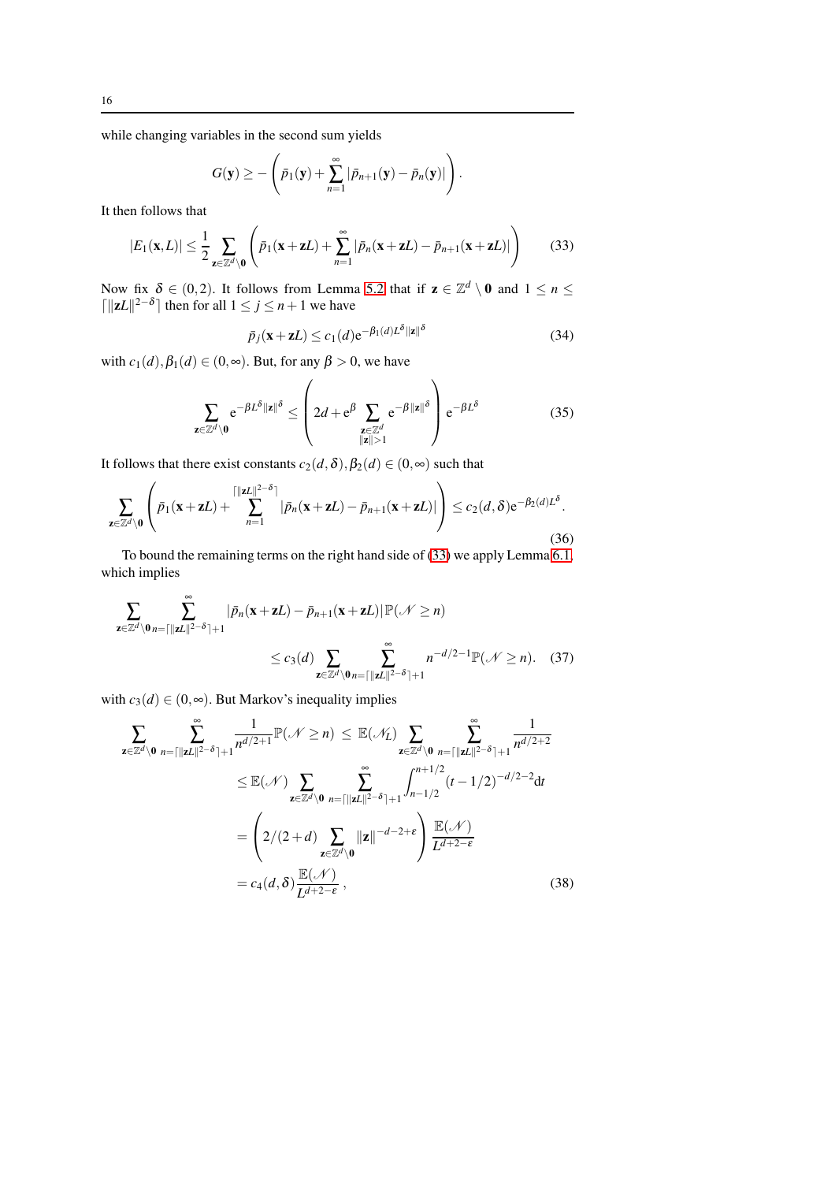while changing variables in the second sum yields

$$G(\mathbf{y}) \geq -\left(\bar{p}_1(\mathbf{y}) + \sum_{n=1}^{\infty} |\bar{p}_{n+1}(\mathbf{y}) - \bar{p}_n(\mathbf{y})|\right).$$

It then follows that

$$|E_1(\mathbf{x},L)| \leq \frac{1}{2}\sum_{\mathbf{z}\in\mathbb{Z}^d\setminus\mathbf{0}} \left(\bar{p}_1(\mathbf{x}+\mathbf{z}L) + \sum_{n=1}^{\infty} |\bar{p}_n(\mathbf{x}+\mathbf{z}L) - \bar{p}_{n+1}(\mathbf{x}+\mathbf{z}L)|\right) \tag{33}$$

Now fix $\delta \in (0,2)$. It follows from Lemma 5.2 that if $\mathbf{z} \in \mathbb{Z}^d \setminus \mathbf{0}$ and $1 \leq n \leq \lceil \|\mathbf{z}L\|^{2-\delta}\rceil$ then for all $1 \leq j \leq n+1$ we have

$$\bar{p}_j(\mathbf{x}+\mathbf{z}L) \leq c_1(d)\mathrm{e}^{-\beta_1(d)L^\delta \|\mathbf{z}\|^\delta} \tag{34}$$

with $c_1(d), \beta_1(d) \in (0,\infty)$. But, for any $\beta > 0$, we have

$$\sum_{\mathbf{z}\in\mathbb{Z}^d\setminus\mathbf{0}} \mathrm{e}^{-\beta L^\delta \|\mathbf{z}\|^\delta} \leq \left(2d + \mathrm{e}^\beta \sum_{\substack{\mathbf{z}\in\mathbb{Z}^d \\ \|\mathbf{z}\|>1}} \mathrm{e}^{-\beta\|\mathbf{z}\|^\delta}\right)\mathrm{e}^{-\beta L^\delta} \tag{35}$$

It follows that there exist constants $c_2(d,\delta), \beta_2(d) \in (0,\infty)$ such that

$$\sum_{\mathbf{z}\in\mathbb{Z}^d\setminus\mathbf{0}} \left(\bar{p}_1(\mathbf{x}+\mathbf{z}L) + \sum_{n=1}^{\lceil \|\mathbf{z}L\|^{2-\delta}\rceil} |\bar{p}_n(\mathbf{x}+\mathbf{z}L) - \bar{p}_{n+1}(\mathbf{x}+\mathbf{z}L)|\right) \leq c_2(d,\delta)\mathrm{e}^{-\beta_2(d)L^\delta}. \tag{36}$$

To bound the remaining terms on the right hand side of (33) we apply Lemma 6.1, which implies

$$\sum_{\mathbf{z}\in\mathbb{Z}^d\setminus\mathbf{0}} \sum_{n=\lceil \|\mathbf{z}L\|^{2-\delta}\rceil+1}^{\infty} |\bar{p}_n(\mathbf{x}+\mathbf{z}L) - \bar{p}_{n+1}(\mathbf{x}+\mathbf{z}L)|\,\mathbb{P}(\mathscr{N} \geq n)$$
$$\leq c_3(d) \sum_{\mathbf{z}\in\mathbb{Z}^d\setminus\mathbf{0}} \sum_{n=\lceil \|\mathbf{z}L\|^{2-\delta}\rceil+1}^{\infty} n^{-d/2-1}\mathbb{P}(\mathscr{N} \geq n). \tag{37}$$

with $c_3(d) \in (0,\infty)$. But Markov's inequality implies

$$\begin{aligned}
\sum_{\mathbf{z}\in\mathbb{Z}^d\setminus\mathbf{0}} \sum_{n=\lceil \|\mathbf{z}L\|^{2-\delta}\rceil+1}^{\infty} \frac{1}{n^{d/2+1}}\mathbb{P}(\mathscr{N} \geq n) \;&\leq\; \mathbb{E}(\mathscr{N}_L) \sum_{\mathbf{z}\in\mathbb{Z}^d\setminus\mathbf{0}} \sum_{n=\lceil \|\mathbf{z}L\|^{2-\delta}\rceil+1}^{\infty} \frac{1}{n^{d/2+2}} \\
&\leq \mathbb{E}(\mathscr{N}) \sum_{\mathbf{z}\in\mathbb{Z}^d\setminus\mathbf{0}} \sum_{n=\lceil \|\mathbf{z}L\|^{2-\delta}\rceil+1}^{\infty} \int_{n-1/2}^{n+1/2} (t-1/2)^{-d/2-2}\mathrm{d}t \\
&= \left(2/(2+d) \sum_{\mathbf{z}\in\mathbb{Z}^d\setminus\mathbf{0}} \|\mathbf{z}\|^{-d-2+\varepsilon}\right) \frac{\mathbb{E}(\mathscr{N})}{L^{d+2-\varepsilon}} \\
&= c_4(d,\delta)\frac{\mathbb{E}(\mathscr{N})}{L^{d+2-\varepsilon}}\,,
\end{aligned} \tag{38}$$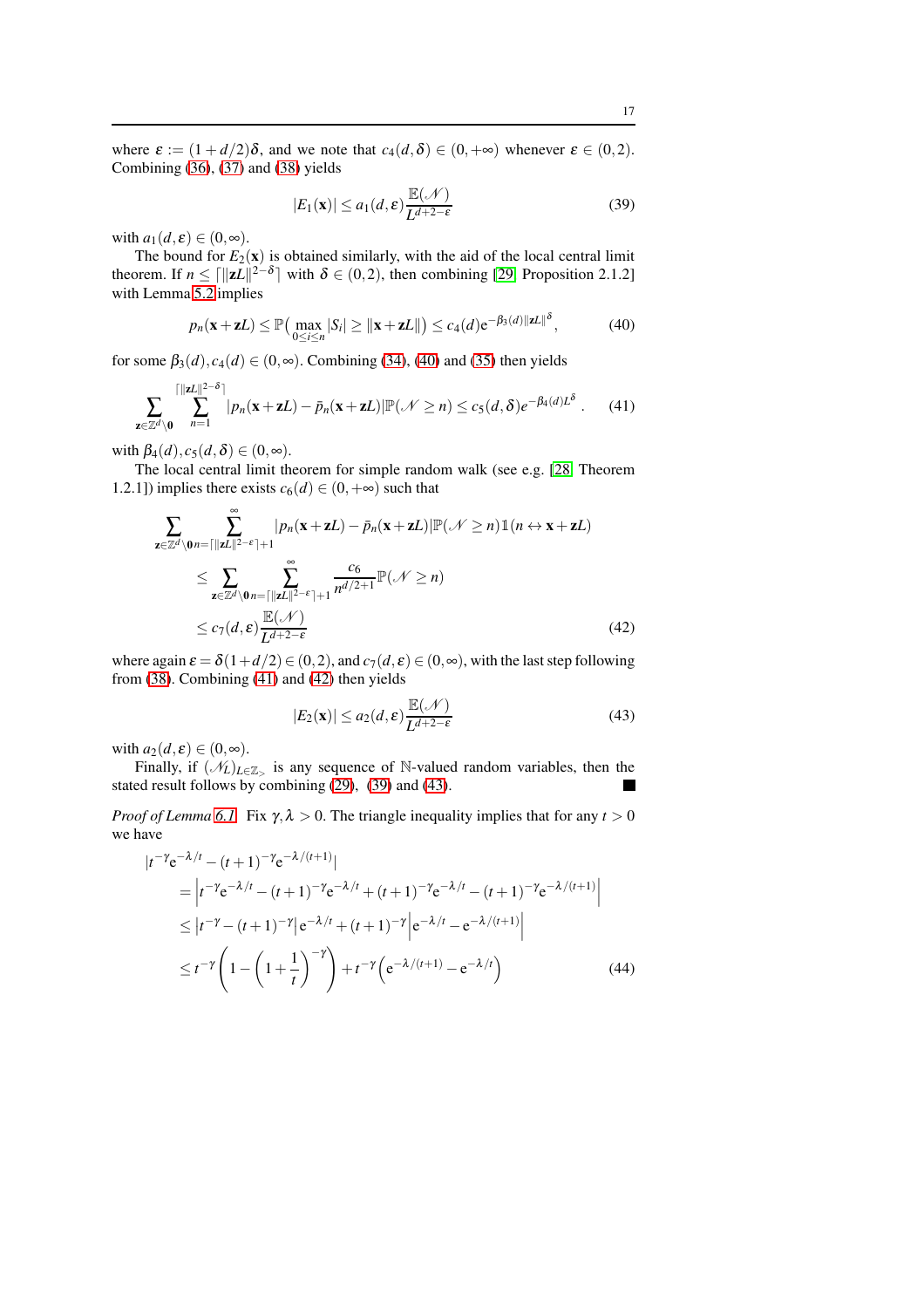where $\varepsilon := (1+d/2)\delta$, and we note that $c_4(d,\delta) \in (0,+\infty)$ whenever $\varepsilon \in (0,2)$. Combining (36), (37) and (38) yields

$$|E_1(\mathbf{x})| \leq a_1(d,\varepsilon)\frac{\mathbb{E}(\mathscr{N})}{L^{d+2-\varepsilon}} \tag{39}$$

with $a_1(d,\varepsilon) \in (0,\infty)$.

The bound for $E_2(\mathbf{x})$ is obtained similarly, with the aid of the local central limit theorem. If $n \leq \lceil \|\mathbf{z}L\|^{2-\delta}\rceil$ with $\delta \in (0,2)$, then combining [29, Proposition 2.1.2] with Lemma 5.2 implies

$$p_n(\mathbf{x}+\mathbf{z}L) \leq \mathbb{P}\big(\max_{0\leq i\leq n}|S_i| \geq \|\mathbf{x}+\mathbf{z}L\|\big) \leq c_4(d)\mathrm{e}^{-\beta_3(d)\|\mathbf{z}L\|^{\delta}}, \tag{40}$$

for some $\beta_3(d), c_4(d) \in (0,\infty)$. Combining (34), (40) and (35) then yields

$$\sum_{\mathbf{z}\in\mathbb{Z}^d\setminus\mathbf{0}} \sum_{n=1}^{\lceil\|\mathbf{z}L\|^{2-\delta}\rceil} |p_n(\mathbf{x}+\mathbf{z}L) - \bar{p}_n(\mathbf{x}+\mathbf{z}L)|\mathbb{P}(\mathscr{N}\geq n) \leq c_5(d,\delta)e^{-\beta_4(d)L^{\delta}}. \tag{41}$$

with $\beta_4(d), c_5(d,\delta) \in (0,\infty)$.

The local central limit theorem for simple random walk (see e.g. [28, Theorem 1.2.1]) implies there exists $c_6(d) \in (0,+\infty)$ such that

$$\begin{aligned}
\sum_{\mathbf{z}\in\mathbb{Z}^d\setminus\mathbf{0}} &\sum_{n=\lceil\|\mathbf{z}L\|^{2-\varepsilon}\rceil+1}^{\infty} |p_n(\mathbf{x}+\mathbf{z}L) - \bar{p}_n(\mathbf{x}+\mathbf{z}L)|\mathbb{P}(\mathscr{N}\geq n)\mathbb{1}(n \leftrightarrow \mathbf{x}+\mathbf{z}L) \\
&\leq \sum_{\mathbf{z}\in\mathbb{Z}^d\setminus\mathbf{0}} \sum_{n=\lceil\|\mathbf{z}L\|^{2-\varepsilon}\rceil+1}^{\infty} \frac{c_6}{n^{d/2+1}}\mathbb{P}(\mathscr{N}\geq n) \\
&\leq c_7(d,\varepsilon)\frac{\mathbb{E}(\mathscr{N})}{L^{d+2-\varepsilon}}
\end{aligned} \tag{42}$$

where again $\varepsilon = \delta(1+d/2) \in (0,2)$, and $c_7(d,\varepsilon) \in (0,\infty)$, with the last step following from (38). Combining (41) and (42) then yields

$$|E_2(\mathbf{x})| \leq a_2(d,\varepsilon)\frac{\mathbb{E}(\mathscr{N})}{L^{d+2-\varepsilon}} \tag{43}$$

with $a_2(d,\varepsilon) \in (0,\infty)$.

Finally, if $(\mathscr{N}_L)_{L\in\mathbb{Z}_>}$ is any sequence of $\mathbb{N}$-valued random variables, then the stated result follows by combining (29), (39) and (43). ∎

*Proof of Lemma 6.1* Fix $\gamma,\lambda > 0$. The triangle inequality implies that for any $t > 0$ we have

$$\begin{aligned}
&|t^{-\gamma}\mathrm{e}^{-\lambda/t} - (t+1)^{-\gamma}\mathrm{e}^{-\lambda/(t+1)}| \\
&= \left|t^{-\gamma}\mathrm{e}^{-\lambda/t} - (t+1)^{-\gamma}\mathrm{e}^{-\lambda/t} + (t+1)^{-\gamma}\mathrm{e}^{-\lambda/t} - (t+1)^{-\gamma}\mathrm{e}^{-\lambda/(t+1)}\right| \\
&\leq \left|t^{-\gamma} - (t+1)^{-\gamma}\right|\mathrm{e}^{-\lambda/t} + (t+1)^{-\gamma}\left|\mathrm{e}^{-\lambda/t} - \mathrm{e}^{-\lambda/(t+1)}\right| \\
&\leq t^{-\gamma}\left(1-\left(1+\frac{1}{t}\right)^{-\gamma}\right) + t^{-\gamma}\left(\mathrm{e}^{-\lambda/(t+1)} - \mathrm{e}^{-\lambda/t}\right)
\end{aligned} \tag{44}$$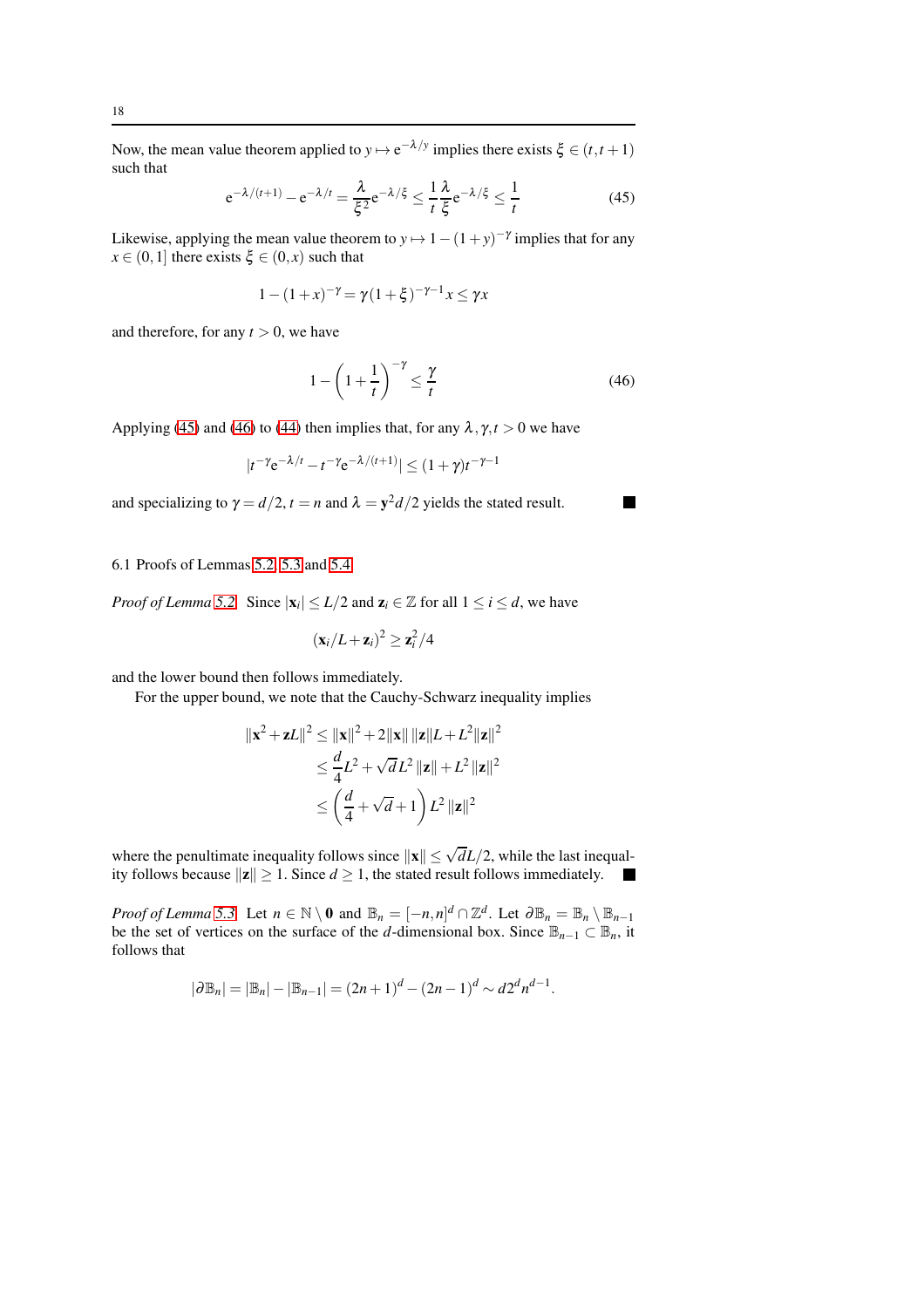Now, the mean value theorem applied to $y \mapsto \mathrm{e}^{-\lambda/y}$ implies there exists $\xi \in (t, t+1)$ such that

$$\mathrm{e}^{-\lambda/(t+1)} - \mathrm{e}^{-\lambda/t} = \frac{\lambda}{\xi^2}\mathrm{e}^{-\lambda/\xi} \le \frac{1}{t}\frac{\lambda}{\xi}\mathrm{e}^{-\lambda/\xi} \le \frac{1}{t} \tag{45}$$

Likewise, applying the mean value theorem to $y \mapsto 1-(1+y)^{-\gamma}$ implies that for any $x \in (0,1]$ there exists $\xi \in (0,x)$ such that

$$1-(1+x)^{-\gamma} = \gamma(1+\xi)^{-\gamma-1}x \le \gamma x$$

and therefore, for any $t > 0$, we have

$$1 - \left(1+\frac{1}{t}\right)^{-\gamma} \le \frac{\gamma}{t} \tag{46}$$

Applying (45) and (46) to (44) then implies that, for any $\lambda, \gamma, t > 0$ we have

$$|t^{-\gamma}\mathrm{e}^{-\lambda/t} - t^{-\gamma}\mathrm{e}^{-\lambda/(t+1)}| \le (1+\gamma)t^{-\gamma-1}$$

and specializing to $\gamma = d/2$, $t = n$ and $\lambda = \mathbf{y}^2 d/2$ yields the stated result. ∎

### 6.1 Proofs of Lemmas 5.2, 5.3 and 5.4

*Proof of Lemma 5.2* Since $|\mathbf{x}_i| \le L/2$ and $\mathbf{z}_i \in \mathbb{Z}$ for all $1 \le i \le d$, we have

$$(\mathbf{x}_i/L + \mathbf{z}_i)^2 \ge \mathbf{z}_i^2/4$$

and the lower bound then follows immediately.

For the upper bound, we note that the Cauchy-Schwarz inequality implies

$$\begin{aligned}
\|\mathbf{x}^2 + \mathbf{z}L\|^2 &\le \|\mathbf{x}\|^2 + 2\|\mathbf{x}\|\,\|\mathbf{z}\|L + L^2\|\mathbf{z}\|^2 \\
&\le \frac{d}{4}L^2 + \sqrt{d}\,L^2\,\|\mathbf{z}\| + L^2\,\|\mathbf{z}\|^2 \\
&\le \left(\frac{d}{4} + \sqrt{d} + 1\right)L^2\,\|\mathbf{z}\|^2
\end{aligned}$$

where the penultimate inequality follows since $\|\mathbf{x}\| \le \sqrt{d}L/2$, while the last inequality follows because $\|\mathbf{z}\| \ge 1$. Since $d \ge 1$, the stated result follows immediately. ∎

*Proof of Lemma 5.3* Let $n \in \mathbb{N} \setminus \mathbf{0}$ and $\mathbb{B}_n = [-n,n]^d \cap \mathbb{Z}^d$. Let $\partial\mathbb{B}_n = \mathbb{B}_n \setminus \mathbb{B}_{n-1}$ be the set of vertices on the surface of the $d$-dimensional box. Since $\mathbb{B}_{n-1} \subset \mathbb{B}_n$, it follows that

$$|\partial\mathbb{B}_n| = |\mathbb{B}_n| - |\mathbb{B}_{n-1}| = (2n+1)^d - (2n-1)^d \sim d2^d n^{d-1}.$$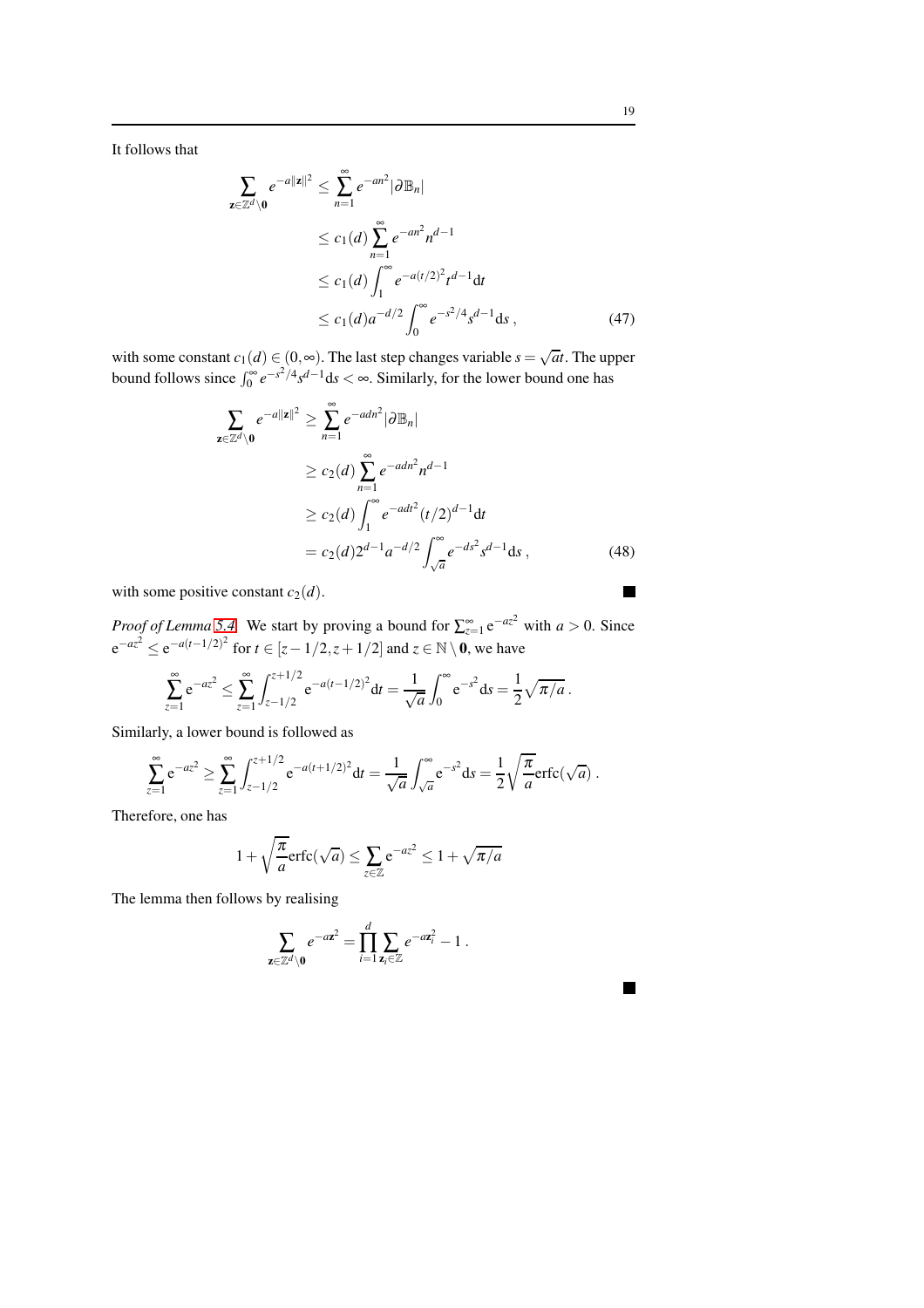It follows that

$$
\begin{aligned}
\sum_{\mathbf{z}\in\mathbb{Z}^d\setminus\mathbf{0}} e^{-a\|\mathbf{z}\|^2} &\leq \sum_{n=1}^{\infty} e^{-an^2}|\partial\mathbb{B}_n| \\
&\leq c_1(d)\sum_{n=1}^{\infty} e^{-an^2}n^{d-1} \\
&\leq c_1(d)\int_1^{\infty} e^{-a(t/2)^2}t^{d-1}\mathrm{d}t \\
&\leq c_1(d)a^{-d/2}\int_0^{\infty} e^{-s^2/4}s^{d-1}\mathrm{d}s\,, \qquad (47)
\end{aligned}
$$

with some constant $c_1(d)\in(0,\infty)$. The last step changes variable $s=\sqrt{a}t$. The upper bound follows since $\int_0^{\infty} e^{-s^2/4}s^{d-1}\mathrm{d}s<\infty$. Similarly, for the lower bound one has

$$
\begin{aligned}
\sum_{\mathbf{z}\in\mathbb{Z}^d\setminus\mathbf{0}} e^{-a\|\mathbf{z}\|^2} &\geq \sum_{n=1}^{\infty} e^{-adn^2}|\partial\mathbb{B}_n| \\
&\geq c_2(d)\sum_{n=1}^{\infty} e^{-adn^2}n^{d-1} \\
&\geq c_2(d)\int_1^{\infty} e^{-adt^2}(t/2)^{d-1}\mathrm{d}t \\
&= c_2(d)2^{d-1}a^{-d/2}\int_{\sqrt{a}}^{\infty} e^{-ds^2}s^{d-1}\mathrm{d}s\,, \qquad (48)
\end{aligned}
$$

with some positive constant $c_2(d)$. ■

*Proof of Lemma 5.4* We start by proving a bound for $\sum_{z=1}^{\infty}\mathrm{e}^{-az^2}$ with $a>0$. Since $\mathrm{e}^{-az^2}\leq\mathrm{e}^{-a(t-1/2)^2}$ for $t\in[z-1/2,z+1/2]$ and $z\in\mathbb{N}\setminus\mathbf{0}$, we have

$$
\sum_{z=1}^{\infty}\mathrm{e}^{-az^2}\leq\sum_{z=1}^{\infty}\int_{z-1/2}^{z+1/2}\mathrm{e}^{-a(t-1/2)^2}\mathrm{d}t=\frac{1}{\sqrt{a}}\int_0^{\infty}\mathrm{e}^{-s^2}\mathrm{d}s=\frac{1}{2}\sqrt{\pi/a}\,.
$$

Similarly, a lower bound is followed as

$$
\sum_{z=1}^{\infty}\mathrm{e}^{-az^2}\geq\sum_{z=1}^{\infty}\int_{z-1/2}^{z+1/2}\mathrm{e}^{-a(t+1/2)^2}\mathrm{d}t=\frac{1}{\sqrt{a}}\int_{\sqrt{a}}^{\infty}\mathrm{e}^{-s^2}\mathrm{d}s=\frac{1}{2}\sqrt{\frac{\pi}{a}}\mathrm{erfc}(\sqrt{a})\,.
$$

Therefore, one has

$$
1+\sqrt{\frac{\pi}{a}}\mathrm{erfc}(\sqrt{a})\leq\sum_{z\in\mathbb{Z}}\mathrm{e}^{-az^2}\leq 1+\sqrt{\pi/a}
$$

The lemma then follows by realising

$$
\sum_{\mathbf{z}\in\mathbb{Z}^d\setminus\mathbf{0}} e^{-a\mathbf{z}^2}=\prod_{i=1}^{d}\sum_{\mathbf{z}_i\in\mathbb{Z}} e^{-a\mathbf{z}_i^2}-1\,.
$$

■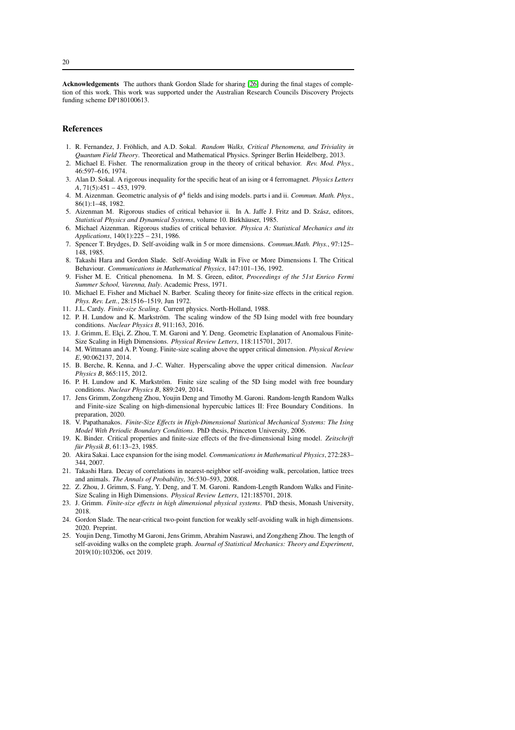**Acknowledgements** The authors thank Gordon Slade for sharing [26] during the final stages of completion of this work. This work was supported under the Australian Research Councils Discovery Projects funding scheme DP180100613.

## References

1. R. Fernandez, J. Fröhlich, and A.D. Sokal. *Random Walks, Critical Phenomena, and Triviality in Quantum Field Theory*. Theoretical and Mathematical Physics. Springer Berlin Heidelberg, 2013.
2. Michael E. Fisher. The renormalization group in the theory of critical behavior. *Rev. Mod. Phys.*, 46:597–616, 1974.
3. Alan D. Sokal. A rigorous inequality for the specific heat of an ising or 4 ferromagnet. *Physics Letters A*, 71(5):451 – 453, 1979.
4. M. Aizenman. Geometric analysis of $\phi^4$ fields and ising models. parts i and ii. *Commun. Math. Phys.*, 86(1):1–48, 1982.
5. Aizenman M. Rigorous studies of critical behavior ii. In A. Jaffe J. Fritz and D. Szász, editors, *Statistical Physics and Dynamical Systems*, volume 10. Birkhäuser, 1985.
6. Michael Aizenman. Rigorous studies of critical behavior. *Physica A: Statistical Mechanics and its Applications*, 140(1):225 – 231, 1986.
7. Spencer T. Brydges, D. Self-avoiding walk in 5 or more dimensions. *Commun.Math. Phys.*, 97:125–148, 1985.
8. Takashi Hara and Gordon Slade. Self-Avoiding Walk in Five or More Dimensions I. The Critical Behaviour. *Communications in Mathematical Physics*, 147:101–136, 1992.
9. Fisher M. E. Critical phenomena. In M. S. Green, editor, *Proceedings of the 51st Enrico Fermi Summer School, Varenna, Italy*. Academic Press, 1971.
10. Michael E. Fisher and Michael N. Barber. Scaling theory for finite-size effects in the critical region. *Phys. Rev. Lett.*, 28:1516–1519, Jun 1972.
11. J.L. Cardy. *Finite-size Scaling*. Current physics. North-Holland, 1988.
12. P. H. Lundow and K. Markström. The scaling window of the 5D Ising model with free boundary conditions. *Nuclear Physics B*, 911:163, 2016.
13. J. Grimm, E. Elçi, Z. Zhou, T. M. Garoni and Y. Deng. Geometric Explanation of Anomalous Finite-Size Scaling in High Dimensions. *Physical Review Letters*, 118:115701, 2017.
14. M. Wittmann and A. P. Young. Finite-size scaling above the upper critical dimension. *Physical Review E*, 90:062137, 2014.
15. B. Berche, R. Kenna, and J.-C. Walter. Hyperscaling above the upper critical dimension. *Nuclear Physics B*, 865:115, 2012.
16. P. H. Lundow and K. Markström. Finite size scaling of the 5D Ising model with free boundary conditions. *Nuclear Physics B*, 889:249, 2014.
17. Jens Grimm, Zongzheng Zhou, Youjin Deng and Timothy M. Garoni. Random-length Random Walks and Finite-size Scaling on high-dimensional hypercubic lattices II: Free Boundary Conditions. In preparation, 2020.
18. V. Papathanakos. *Finite-Size Effects in High-Dimensional Statistical Mechanical Systems: The Ising Model With Periodic Boundary Conditions*. PhD thesis, Princeton University, 2006.
19. K. Binder. Critical properties and finite-size effects of the five-dimensional Ising model. *Zeitschrift für Physik B*, 61:13–23, 1985.
20. Akira Sakai. Lace expansion for the ising model. *Communications in Mathematical Physics*, 272:283–344, 2007.
21. Takashi Hara. Decay of correlations in nearest-neighbor self-avoiding walk, percolation, lattice trees and animals. *The Annals of Probability*, 36:530–593, 2008.
22. Z. Zhou, J. Grimm, S. Fang, Y. Deng, and T. M. Garoni. Random-Length Random Walks and Finite-Size Scaling in High Dimensions. *Physical Review Letters*, 121:185701, 2018.
23. J. Grimm. *Finite-size effects in high dimensional physical systems*. PhD thesis, Monash University, 2018.
24. Gordon Slade. The near-critical two-point function for weakly self-avoiding walk in high dimensions. 2020. Preprint.
25. Youjin Deng, Timothy M Garoni, Jens Grimm, Abrahim Nasrawi, and Zongzheng Zhou. The length of self-avoiding walks on the complete graph. *Journal of Statistical Mechanics: Theory and Experiment*, 2019(10):103206, oct 2019.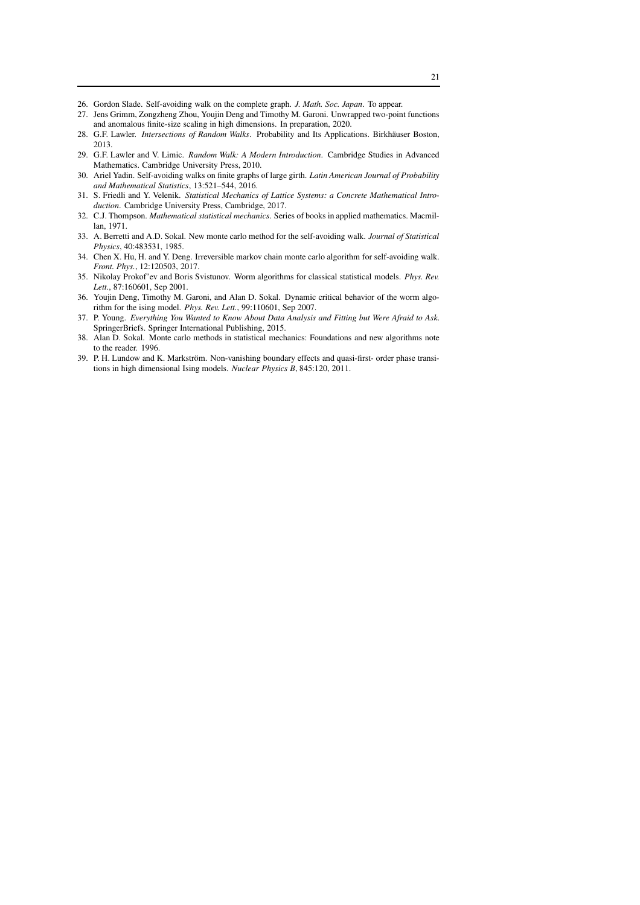26. Gordon Slade. Self-avoiding walk on the complete graph. *J. Math. Soc. Japan*. To appear.
27. Jens Grimm, Zongzheng Zhou, Youjin Deng and Timothy M. Garoni. Unwrapped two-point functions and anomalous finite-size scaling in high dimensions. In preparation, 2020.
28. G.F. Lawler. *Intersections of Random Walks*. Probability and Its Applications. Birkhäuser Boston, 2013.
29. G.F. Lawler and V. Limic. *Random Walk: A Modern Introduction*. Cambridge Studies in Advanced Mathematics. Cambridge University Press, 2010.
30. Ariel Yadin. Self-avoiding walks on finite graphs of large girth. *Latin American Journal of Probability and Mathematical Statistics*, 13:521–544, 2016.
31. S. Friedli and Y. Velenik. *Statistical Mechanics of Lattice Systems: a Concrete Mathematical Introduction*. Cambridge University Press, Cambridge, 2017.
32. C.J. Thompson. *Mathematical statistical mechanics*. Series of books in applied mathematics. Macmillan, 1971.
33. A. Berretti and A.D. Sokal. New monte carlo method for the self-avoiding walk. *Journal of Statistical Physics*, 40:483531, 1985.
34. Chen X. Hu, H. and Y. Deng. Irreversible markov chain monte carlo algorithm for self-avoiding walk. *Front. Phys.*, 12:120503, 2017.
35. Nikolay Prokof'ev and Boris Svistunov. Worm algorithms for classical statistical models. *Phys. Rev. Lett.*, 87:160601, Sep 2001.
36. Youjin Deng, Timothy M. Garoni, and Alan D. Sokal. Dynamic critical behavior of the worm algorithm for the ising model. *Phys. Rev. Lett.*, 99:110601, Sep 2007.
37. P. Young. *Everything You Wanted to Know About Data Analysis and Fitting but Were Afraid to Ask*. SpringerBriefs. Springer International Publishing, 2015.
38. Alan D. Sokal. Monte carlo methods in statistical mechanics: Foundations and new algorithms note to the reader. 1996.
39. P. H. Lundow and K. Markström. Non-vanishing boundary effects and quasi-first- order phase transitions in high dimensional Ising models. *Nuclear Physics B*, 845:120, 2011.